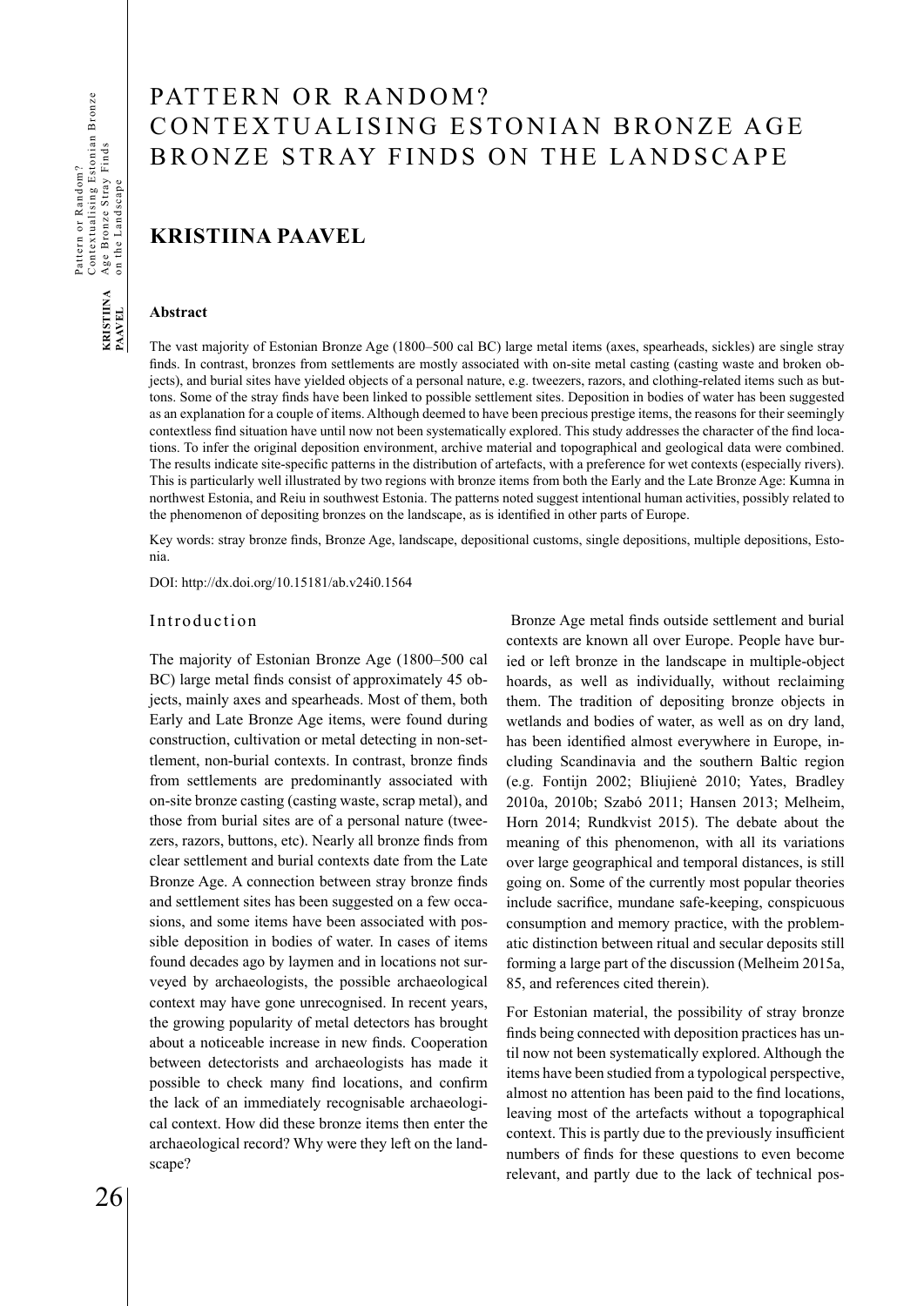# PATTERN OR RANDOM? CONTEXTUALISING ESTONIAN BRONZE AGE BRONZE STRAY FINDS ON THE LANDSCAPE

## KRISTIINA PAAVEL

### Abstract

The vast majority of Estonian Bronze Age (1800–500 cal BC) large metal items (axes, spearheads, sickles) are single stray finds. In contrast, bronzes from settlements are mostly associated with on-site metal casting (casting waste and broken objects), and burial sites have yielded objects of a personal nature, e.g. tweezers, razors, and clothing-related items such as buttons. Some of the stray finds have been linked to possible settlement sites. Deposition in bodies of water has been suggested as an explanation for a couple of items. Although deemed to have been precious prestige items, the reasons for their seemingly contextless find situation have until now not been systematically explored. This study addresses the character of the find locations. To infer the original deposition environment, archive material and topographical and geological data were combined. The results indicate site-specific patterns in the distribution of artefacts, with a preference for wet contexts (especially rivers). This is particularly well illustrated by two regions with bronze items from both the Early and the Late Bronze Age: Kumna in northwest Estonia, and Reiu in southwest Estonia. The patterns noted suggest intentional human activities, possibly related to the phenomenon of depositing bronzes on the landscape, as is identified in other parts of Europe.

Key words: stray bronze finds, Bronze Age, landscape, depositional customs, single depositions, multiple depositions, Estonia.

DOI: http://dx.doi.org/10.15181/ab.v24i0.1564

## Introduction

The majority of Estonian Bronze Age (1800–500 cal BC) large metal finds consist of approximately 45 objects, mainly axes and spearheads. Most of them, both Early and Late Bronze Age items, were found during construction, cultivation or metal detecting in non-settlement, non-burial contexts. In contrast, bronze finds from settlements are predominantly associated with on-site bronze casting (casting waste, scrap metal), and those from burial sites are of a personal nature (tweezers, razors, buttons, etc). Nearly all bronze finds from clear settlement and burial contexts date from the Late Bronze Age. A connection between stray bronze finds and settlement sites has been suggested on a few occasions, and some items have been associated with possible deposition in bodies of water. In cases of items found decades ago by laymen and in locations not surveyed by archaeologists, the possible archaeological context may have gone unrecognised. In recent years, the growing popularity of metal detectors has brought about a noticeable increase in new finds. Cooperation between detectorists and archaeologists has made it possible to check many find locations, and confirm the lack of an immediately recognisable archaeological context. How did these bronze items then enter the archaeological record? Why were they left on the landscape?

Bronze Age metal finds outside settlement and burial contexts are known all over Europe. People have buried or left bronze in the landscape in multiple-object hoards, as well as individually, without reclaiming them. The tradition of depositing bronze objects in wetlands and bodies of water, as well as on dry land, has been identified almost everywhere in Europe, including Scandinavia and the southern Baltic region (e.g. Fontijn 2002; Bliujienė 2010; Yates, Bradley 2010a, 2010b; Szabó 2011; Hansen 2013; Melheim, Horn 2014; Rundkvist 2015). The debate about the meaning of this phenomenon, with all its variations over large geographical and temporal distances, is still going on. Some of the currently most popular theories include sacrifice, mundane safe-keeping, conspicuous consumption and memory practice, with the problematic distinction between ritual and secular deposits still forming a large part of the discussion (Melheim 2015a, 85, and references cited therein).

For Estonian material, the possibility of stray bronze finds being connected with deposition practices has until now not been systematically explored. Although the items have been studied from a typological perspective, almost no attention has been paid to the find locations, leaving most of the artefacts without a topographical context. This is partly due to the previously insufficient numbers of finds for these questions to even become relevant, and partly due to the lack of technical pos-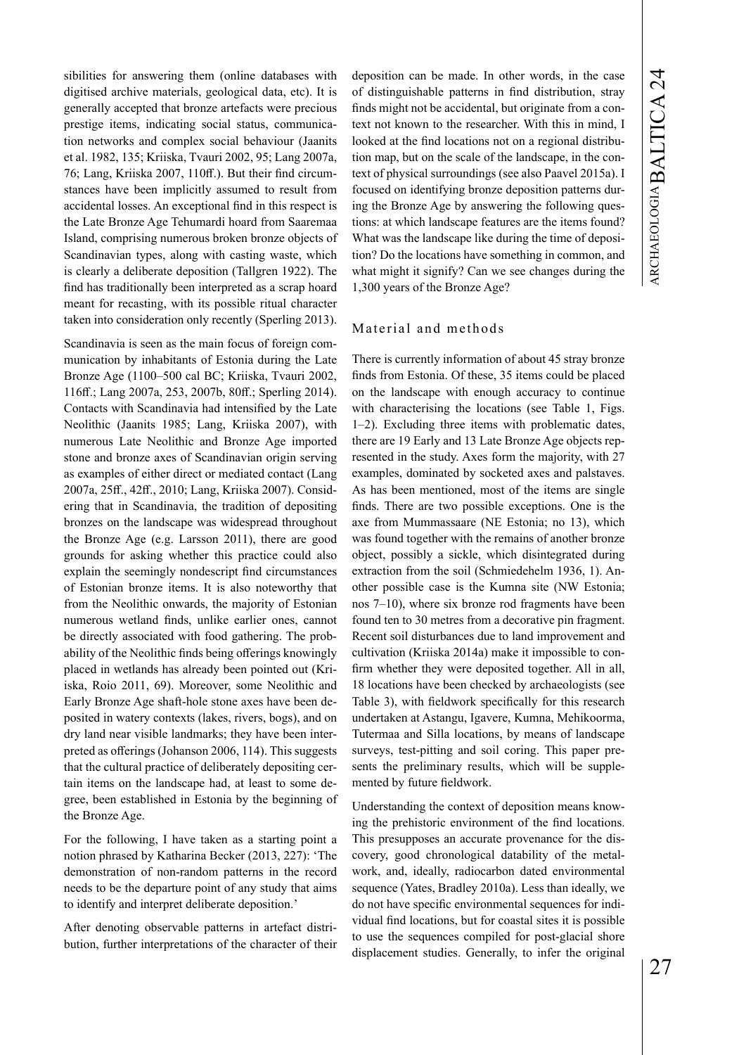sibilities for answering them (online databases with digitised archive materials, geological data, etc). It is generally accepted that bronze artefacts were precious prestige items, indicating social status, communication networks and complex social behaviour (Jaanits et al. 1982, 135; Kriiska, Tvauri 2002, 95; Lang 2007a, 76; Lang, Kriiska 2007, 110ff.). But their find circumstances have been implicitly assumed to result from accidental losses. An exceptional find in this respect is the Late Bronze Age Tehumardi hoard from Saaremaa Island, comprising numerous broken bronze objects of Scandinavian types, along with casting waste, which is clearly a deliberate deposition (Tallgren 1922). The find has traditionally been interpreted as a scrap hoard meant for recasting, with its possible ritual character taken into consideration only recently (Sperling 2013).

Scandinavia is seen as the main focus of foreign communication by inhabitants of Estonia during the Late Bronze Age (1100–500 cal BC; Kriiska, Tvauri 2002, 116ff.; Lang 2007a, 253, 2007b, 80ff.; Sperling 2014). Contacts with Scandinavia had intensified by the Late Neolithic (Jaanits 1985; Lang, Kriiska 2007), with numerous Late Neolithic and Bronze Age imported stone and bronze axes of Scandinavian origin serving as examples of either direct or mediated contact (Lang 2007a, 25ff., 42ff., 2010; Lang, Kriiska 2007). Considering that in Scandinavia, the tradition of depositing bronzes on the landscape was widespread throughout the Bronze Age (e.g. Larsson 2011), there are good grounds for asking whether this practice could also explain the seemingly nondescript find circumstances of Estonian bronze items. It is also noteworthy that from the Neolithic onwards, the majority of Estonian numerous wetland finds, unlike earlier ones, cannot be directly associated with food gathering. The probability of the Neolithic finds being offerings knowingly placed in wetlands has already been pointed out (Kriiska, Roio 2011, 69). Moreover, some Neolithic and Early Bronze Age shaft-hole stone axes have been deposited in watery contexts (lakes, rivers, bogs), and on dry land near visible landmarks; they have been interpreted as offerings (Johanson 2006, 114). This suggests that the cultural practice of deliberately depositing certain items on the landscape had, at least to some degree, been established in Estonia by the beginning of the Bronze Age.

For the following, I have taken as a starting point a notion phrased by Katharina Becker (2013, 227): 'The demonstration of non-random patterns in the record needs to be the departure point of any study that aims to identify and interpret deliberate deposition.'

After denoting observable patterns in artefact distribution, further interpretations of the character of their deposition can be made. In other words, in the case of distinguishable patterns in find distribution, stray finds might not be accidental, but originate from a context not known to the researcher. With this in mind, I looked at the find locations not on a regional distribution map, but on the scale of the landscape, in the context of physical surroundings (see also Paavel 2015a). I focused on identifying bronze deposition patterns during the Bronze Age by answering the following questions: at which landscape features are the items found? What was the landscape like during the time of deposition? Do the locations have something in common, and what might it signify? Can we see changes during the 1,300 years of the Bronze Age?

## Material and methods

There is currently information of about 45 stray bronze finds from Estonia. Of these, 35 items could be placed on the landscape with enough accuracy to continue with characterising the locations (see Table 1, Figs. 1–2). Excluding three items with problematic dates, there are 19 Early and 13 Late Bronze Age objects represented in the study. Axes form the majority, with 27 examples, dominated by socketed axes and palstaves. As has been mentioned, most of the items are single finds. There are two possible exceptions. One is the axe from Mummassaare (NE Estonia; no 13), which was found together with the remains of another bronze object, possibly a sickle, which disintegrated during extraction from the soil (Schmiedehelm 1936, 1). Another possible case is the Kumna site (NW Estonia; nos 7–10), where six bronze rod fragments have been found ten to 30 metres from a decorative pin fragment. Recent soil disturbances due to land improvement and cultivation (Kriiska 2014a) make it impossible to confirm whether they were deposited together. All in all, 18 locations have been checked by archaeologists (see Table 3), with fieldwork specifically for this research undertaken at Astangu, Igavere, Kumna, Mehikoorma, Tutermaa and Silla locations, by means of landscape surveys, test-pitting and soil coring. This paper presents the preliminary results, which will be supplemented by future fieldwork.

Understanding the context of deposition means knowing the prehistoric environment of the find locations. This presupposes an accurate provenance for the discovery, good chronological datability of the metalwork, and, ideally, radiocarbon dated environmental sequence (Yates, Bradley 2010a). Less than ideally, we do not have specific environmental sequences for individual find locations, but for coastal sites it is possible to use the sequences compiled for post-glacial shore displacement studies. Generally, to infer the original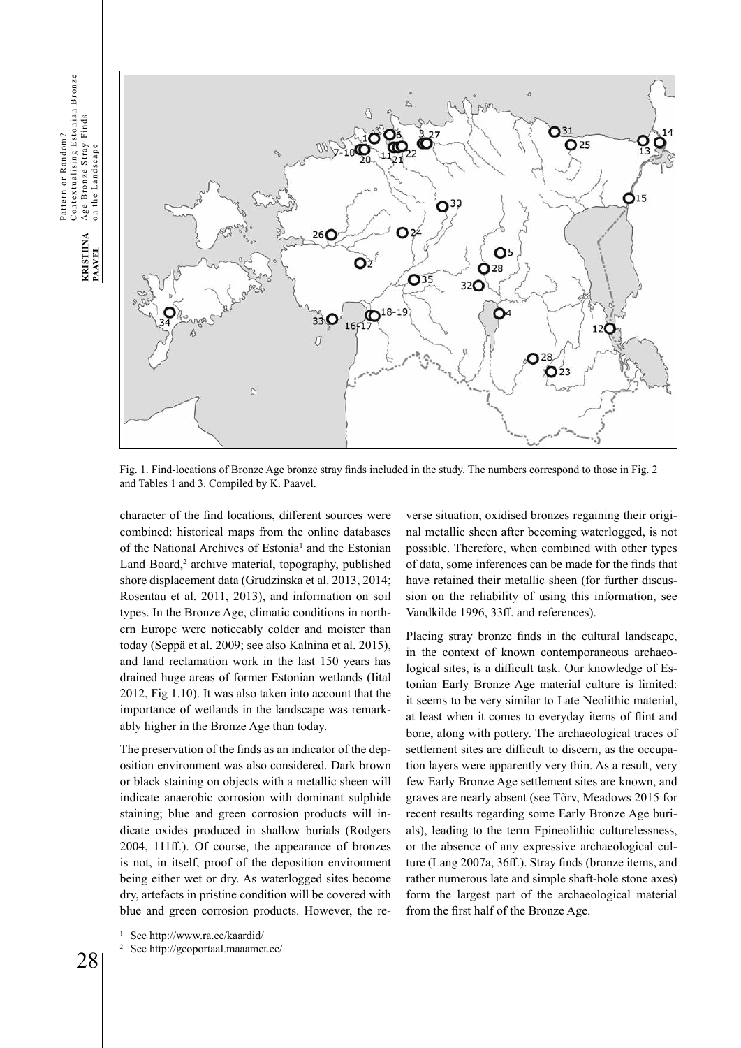Fig. 1. Find-locations of Bronze Age bronze stray finds included in the study. The numbers correspond to those in Fig. 2 and Tables 1 and 3. Compiled by K. Paavel.

character of the find locations, different sources were combined: historical maps from the online databases of the National Archives of Estonia[1] and the Estonian Land Board,[2] archive material, topography, published shore displacement data (Grudzinska et al. 2013, 2014; Rosentau et al. 2011, 2013), and information on soil types. In the Bronze Age, climatic conditions in northern Europe were noticeably colder and moister than today (Seppä et al. 2009; see also Kalnina et al. 2015), and land reclamation work in the last 150 years has drained huge areas of former Estonian wetlands (Iital 2012, Fig 1.10). It was also taken into account that the importance of wetlands in the landscape was remarkably higher in the Bronze Age than today.

The preservation of the finds as an indicator of the deposition environment was also considered. Dark brown or black staining on objects with a metallic sheen will indicate anaerobic corrosion with dominant sulphide staining; blue and green corrosion products will indicate oxides produced in shallow burials (Rodgers 2004, 111ff.). Of course, the appearance of bronzes is not, in itself, proof of the deposition environment being either wet or dry. As waterlogged sites become dry, artefacts in pristine condition will be covered with blue and green corrosion products. However, the reverse situation, oxidised bronzes regaining their original metallic sheen after becoming waterlogged, is not possible. Therefore, when combined with other types of data, some inferences can be made for the finds that have retained their metallic sheen (for further discussion on the reliability of using this information, see Vandkilde 1996, 33ff. and references).

Placing stray bronze finds in the cultural landscape, in the context of known contemporaneous archaeological sites, is a difficult task. Our knowledge of Estonian Early Bronze Age material culture is limited: it seems to be very similar to Late Neolithic material, at least when it comes to everyday items of flint and bone, along with pottery. The archaeological traces of settlement sites are difficult to discern, as the occupation layers were apparently very thin. As a result, very few Early Bronze Age settlement sites are known, and graves are nearly absent (see Tõrv, Meadows 2015 for recent results regarding some Early Bronze Age burials), leading to the term Epineolithic culturelessness, or the absence of any expressive archaeological culture (Lang 2007a, 36ff.). Stray finds (bronze items, and rather numerous late and simple shaft-hole stone axes) form the largest part of the archaeological material from the first half of the Bronze Age.

[1] See http://www.ra.ee/kaardid/

[2] See http://geoportaal.maaamet.ee/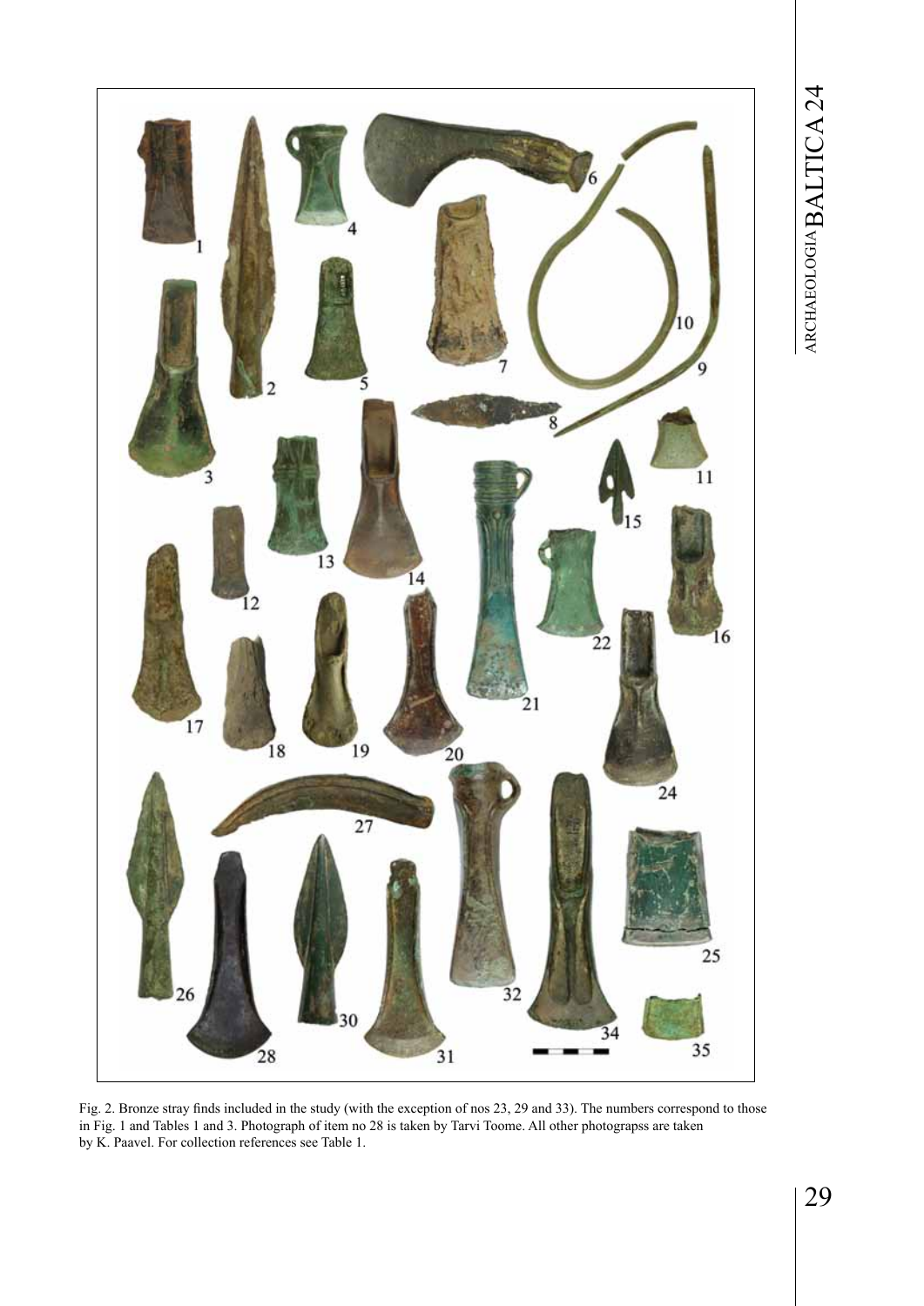Fig. 2. Bronze stray finds included in the study (with the exception of nos 23, 29 and 33). The numbers correspond to those in Fig. 1 and Tables 1 and 3. Photograph of item no 28 is taken by Tarvi Toome. All other photograpss are taken by K. Paavel. For collection references see Table 1.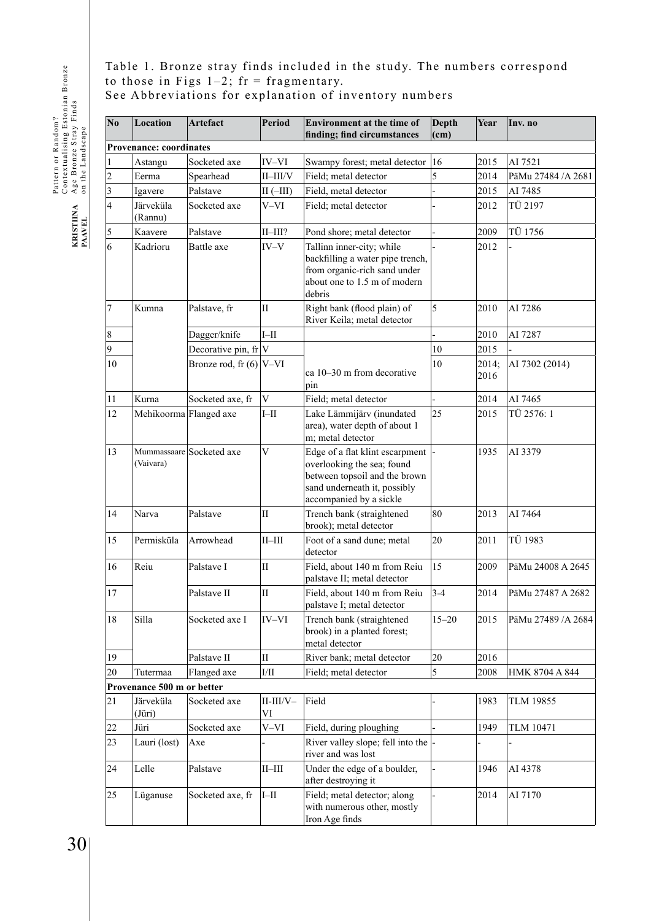Table 1. Bronze stray finds included in the study. The numbers correspond to those in Figs 1–2; fr = fragmentary.
See Abbreviations for explanation of inventory numbers

| No | Location | Artefact | Period | Environment at the time of finding; find circumstances | Depth (cm) | Year | Inv. no |
|---|---|---|---|---|---|---|---|
| **Provenance: coordinates** | | | | | | | |
| 1 | Astangu | Socketed axe | IV–VI | Swampy forest; metal detector | 16 | 2015 | AI 7521 |
| 2 | Eerma | Spearhead | II–III/V | Field; metal detector | 5 | 2014 | PäMu 27484 /A 2681 |
| 3 | Igavere | Palstave | II (–III) | Field, metal detector | - | 2015 | AI 7485 |
| 4 | Järveküla (Rannu) | Socketed axe | V–VI | Field; metal detector | - | 2012 | TÜ 2197 |
| 5 | Kaavere | Palstave | II–III? | Pond shore; metal detector | - | 2009 | TÜ 1756 |
| 6 | Kadrioru | Battle axe | IV–V | Tallinn inner-city; while backfilling a water pipe trench, from organic-rich sand under about one to 1.5 m of modern debris | - | 2012 | - |
| 7 | Kumna | Palstave, fr | II | Right bank (flood plain) of River Keila; metal detector | 5 | 2010 | AI 7286 |
| 8 | | Dagger/knife | I–II | | - | 2010 | AI 7287 |
| 9 | | Decorative pin, fr | V | | 10 | 2015 | - |
| 10 | | Bronze rod, fr (6) | V–VI | ca 10–30 m from decorative pin | 10 | 2014; 2016 | AI 7302 (2014) |
| 11 | Kurna | Socketed axe, fr | V | Field; metal detector | - | 2014 | AI 7465 |
| 12 | Mehikoorma | Flanged axe | I–II | Lake Lämmijärv (inundated area), water depth of about 1 m; metal detector | 25 | 2015 | TÜ 2576: 1 |
| 13 | Mummassaare (Vaivara) | Socketed axe | V | Edge of a flat klint escarpment overlooking the sea; found between topsoil and the brown sand underneath it, possibly accompanied by a sickle | - | 1935 | AI 3379 |
| 14 | Narva | Palstave | II | Trench bank (straightened brook); metal detector | 80 | 2013 | AI 7464 |
| 15 | Permisküla | Arrowhead | II–III | Foot of a sand dune; metal detector | 20 | 2011 | TÜ 1983 |
| 16 | Reiu | Palstave I | II | Field, about 140 m from Reiu palstave II; metal detector | 15 | 2009 | PäMu 24008 A 2645 |
| 17 | | Palstave II | II | Field, about 140 m from Reiu palstave I; metal detector | 3-4 | 2014 | PäMu 27487 A 2682 |
| 18 | Silla | Socketed axe I | IV–VI | Trench bank (straightened brook) in a planted forest; metal detector | 15–20 | 2015 | PäMu 27489 /A 2684 |
| 19 | | Palstave II | II | River bank; metal detector | 20 | 2016 | |
| 20 | Tutermaa | Flanged axe | I/II | Field; metal detector | 5 | 2008 | HMK 8704 A 844 |
| **Provenance 500 m or better** | | | | | | | |
| 21 | Järveküla (Jüri) | Socketed axe | II-III/V–VI | Field | - | 1983 | TLM 19855 |
| 22 | Jüri | Socketed axe | V–VI | Field, during ploughing | - | 1949 | TLM 10471 |
| 23 | Lauri (lost) | Axe | - | River valley slope; fell into the river and was lost | - | - | - |
| 24 | Lelle | Palstave | II–III | Under the edge of a boulder, after destroying it | - | 1946 | AI 4378 |
| 25 | Lüganuse | Socketed axe, fr | I–II | Field; metal detector; along with numerous other, mostly Iron Age finds | - | 2014 | AI 7170 |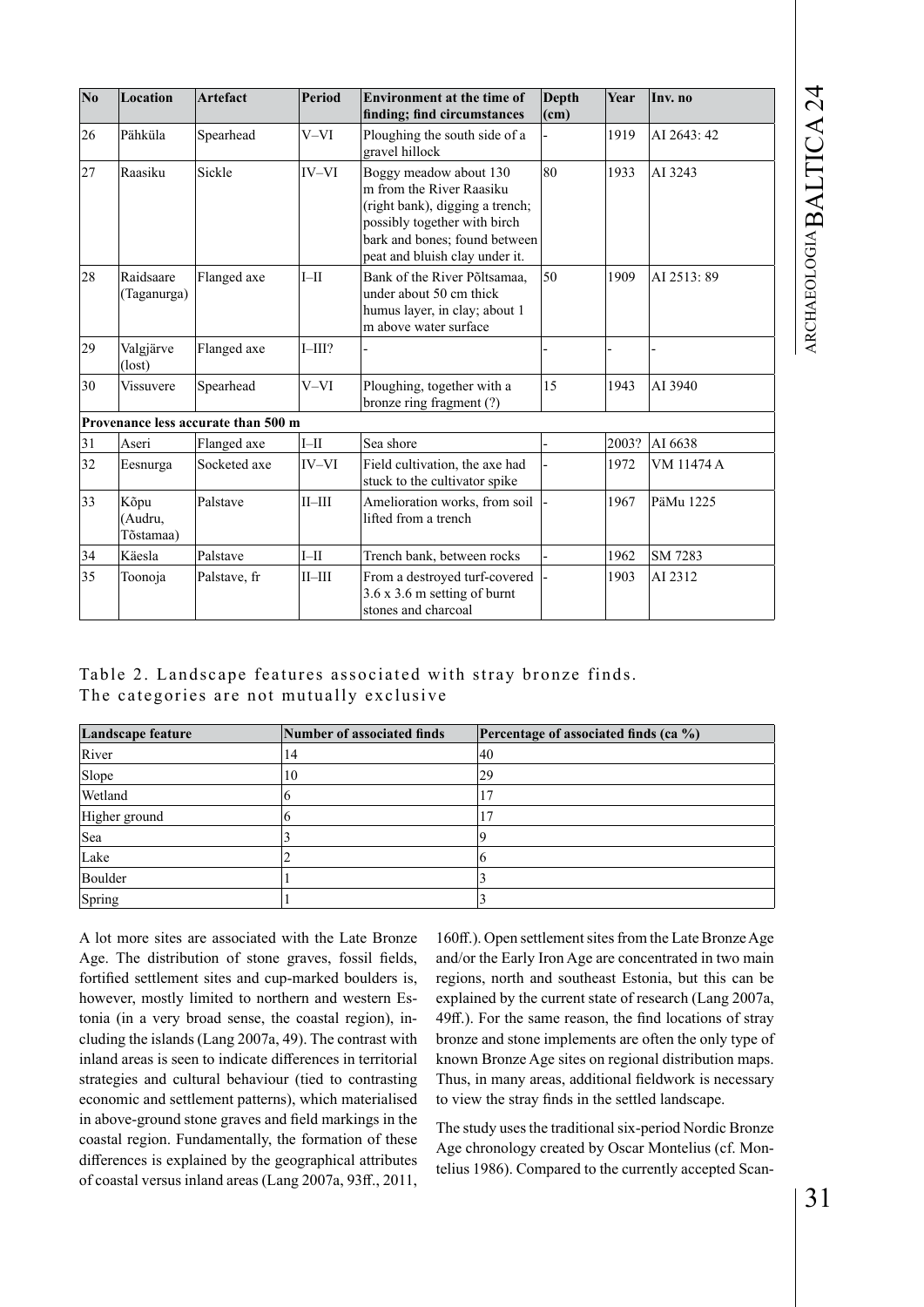| No | Location | Artefact | Period | Environment at the time of finding; find circumstances | Depth (cm) | Year | Inv. no |
|---|---|---|---|---|---|---|---|
| 26 | Pähküla | Spearhead | V–VI | Ploughing the south side of a gravel hillock | - | 1919 | AI 2643: 42 |
| 27 | Raasiku | Sickle | IV–VI | Boggy meadow about 130 m from the River Raasiku (right bank), digging a trench; possibly together with birch bark and bones; found between peat and bluish clay under it. | 80 | 1933 | AI 3243 |
| 28 | Raidsaare (Taganurga) | Flanged axe | I–II | Bank of the River Põltsamaa, under about 50 cm thick humus layer, in clay; about 1 m above water surface | 50 | 1909 | AI 2513: 89 |
| 29 | Valgjärve (lost) | Flanged axe | I–III? | - | - | - | - |
| 30 | Vissuvere | Spearhead | V–VI | Ploughing, together with a bronze ring fragment (?) | 15 | 1943 | AI 3940 |
| **Provenance less accurate than 500 m** | | | | | | | |
| 31 | Aseri | Flanged axe | I–II | Sea shore | - | 2003? | AI 6638 |
| 32 | Eesnurga | Socketed axe | IV–VI | Field cultivation, the axe had stuck to the cultivator spike | - | 1972 | VM 11474 A |
| 33 | Kõpu (Audru, Tõstamaa) | Palstave | II–III | Amelioration works, from soil lifted from a trench | - | 1967 | PäMu 1225 |
| 34 | Käesla | Palstave | I–II | Trench bank, between rocks | - | 1962 | SM 7283 |
| 35 | Toonoja | Palstave, fr | II–III | From a destroyed turf-covered 3.6 x 3.6 m setting of burnt stones and charcoal | - | 1903 | AI 2312 |

Table 2. Landscape features associated with stray bronze finds. The categories are not mutually exclusive

| Landscape feature | Number of associated finds | Percentage of associated finds (ca %) |
|---|---|---|
| River | 14 | 40 |
| Slope | 10 | 29 |
| Wetland | 6 | 17 |
| Higher ground | 6 | 17 |
| Sea | 3 | 9 |
| Lake | 2 | 6 |
| Boulder | 1 | 3 |
| Spring | 1 | 3 |

A lot more sites are associated with the Late Bronze Age. The distribution of stone graves, fossil fields, fortified settlement sites and cup-marked boulders is, however, mostly limited to northern and western Estonia (in a very broad sense, the coastal region), including the islands (Lang 2007a, 49). The contrast with inland areas is seen to indicate differences in territorial strategies and cultural behaviour (tied to contrasting economic and settlement patterns), which materialised in above-ground stone graves and field markings in the coastal region. Fundamentally, the formation of these differences is explained by the geographical attributes of coastal versus inland areas (Lang 2007a, 93ff., 2011, 160ff.). Open settlement sites from the Late Bronze Age and/or the Early Iron Age are concentrated in two main regions, north and southeast Estonia, but this can be explained by the current state of research (Lang 2007a, 49ff.). For the same reason, the find locations of stray bronze and stone implements are often the only type of known Bronze Age sites on regional distribution maps. Thus, in many areas, additional fieldwork is necessary to view the stray finds in the settled landscape.

The study uses the traditional six-period Nordic Bronze Age chronology created by Oscar Montelius (cf. Montelius 1986). Compared to the currently accepted Scan-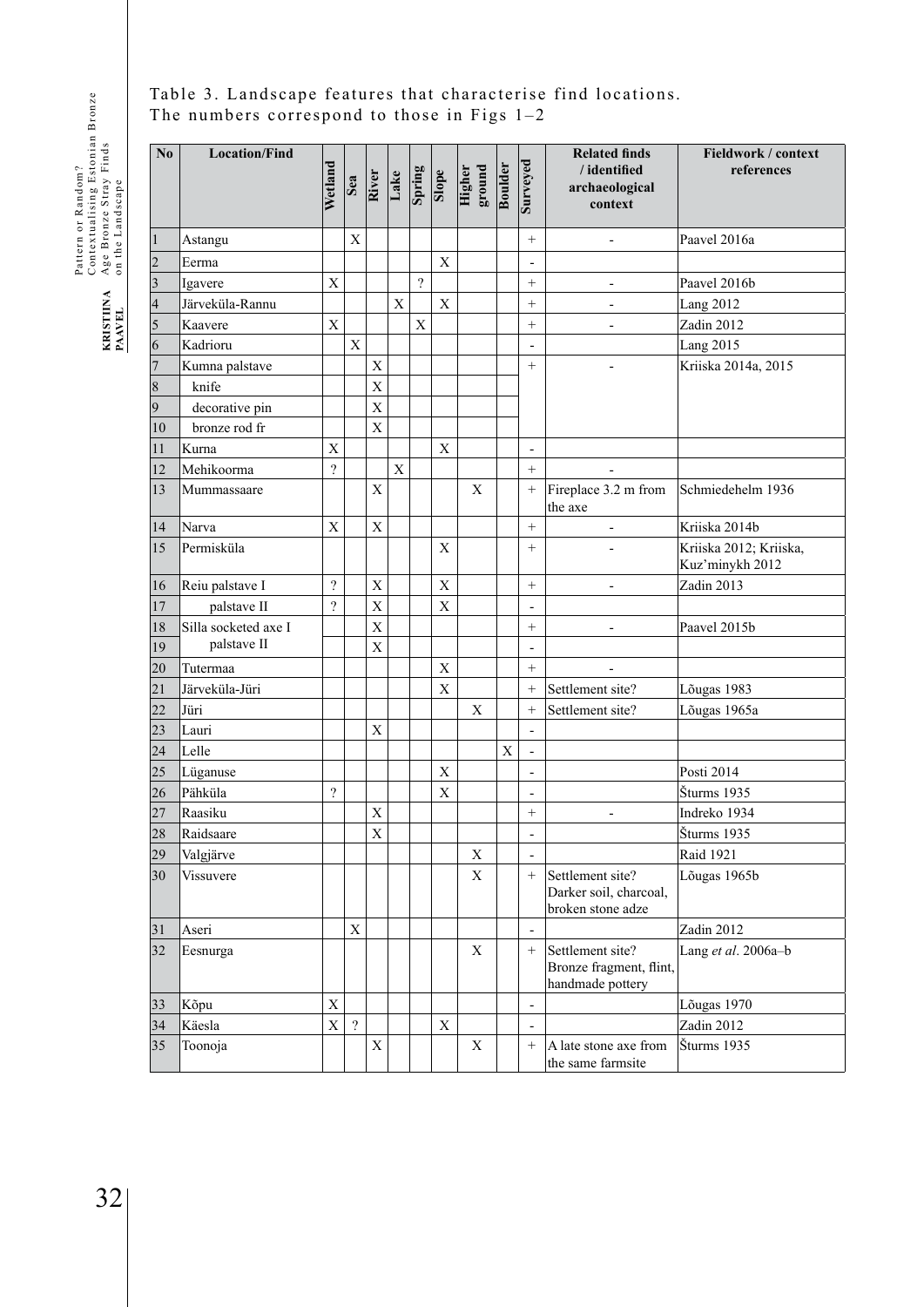Table 3. Landscape features that characterise find locations. The numbers correspond to those in Figs 1–2

| No | Location/Find | Wetland | Sea | River | Lake | Spring | Slope | Higher ground | Boulder | Surveyed | Related finds / identified archaeological context | Fieldwork / context references |
|---|---|---|---|---|---|---|---|---|---|---|---|---|
| 1 | Astangu | | X | | | | | | | + | - | Paavel 2016a |
| 2 | Eerma | | | | | | X | | | - | | |
| 3 | Igavere | X | | | | ? | | | | + | - | Paavel 2016b |
| 4 | Järveküla-Rannu | | | | X | | X | | | + | - | Lang 2012 |
| 5 | Kaavere | X | | | | X | | | | + | - | Zadin 2012 |
| 6 | Kadrioru | | X | | | | | | | - | | Lang 2015 |
| 7 | Kumna palstave | | | X | | | | | | + | - | Kriiska 2014a, 2015 |
| 8 | knife | | | X | | | | | | | | |
| 9 | decorative pin | | | X | | | | | | | | |
| 10 | bronze rod fr | | | X | | | | | | | | |
| 11 | Kurna | X | | | | | X | | | - | | |
| 12 | Mehikoorma | ? | | | X | | | | | + | - | |
| 13 | Mummassaare | | | X | | | | X | | + | Fireplace 3.2 m from the axe | Schmiedehelm 1936 |
| 14 | Narva | X | | X | | | | | | + | - | Kriiska 2014b |
| 15 | Permisküla | | | | | | X | | | + | - | Kriiska 2012; Kriiska, Kuz'minykh 2012 |
| 16 | Reiu palstave I | ? | | X | | | X | | | + | - | Zadin 2013 |
| 17 | palstave II | ? | | X | | | X | | | - | | |
| 18 | Silla socketed axe I | | | X | | | | | | + | - | Paavel 2015b |
| 19 | palstave II | | | X | | | | | | - | | |
| 20 | Tutermaa | | | | | | X | | | + | - | |
| 21 | Järveküla-Jüri | | | | | | X | | | + | Settlement site? | Lõugas 1983 |
| 22 | Jüri | | | | | | | X | | + | Settlement site? | Lõugas 1965a |
| 23 | Lauri | | | X | | | | | | - | | |
| 24 | Lelle | | | | | | | | X | - | | |
| 25 | Lüganuse | | | | | | X | | | - | | Posti 2014 |
| 26 | Pähküla | ? | | | | | X | | | - | | Šturms 1935 |
| 27 | Raasiku | | | X | | | | | | + | - | Indreko 1934 |
| 28 | Raidsaare | | | X | | | | | | - | | Šturms 1935 |
| 29 | Valgjärve | | | | | | | X | | - | | Raid 1921 |
| 30 | Vissuvere | | | | | | | X | | + | Settlement site? Darker soil, charcoal, broken stone adze | Lõugas 1965b |
| 31 | Aseri | | X | | | | | | | - | | Zadin 2012 |
| 32 | Eesnurga | | | | | | | X | | + | Settlement site? Bronze fragment, flint, handmade pottery | Lang *et al.* 2006a–b |
| 33 | Kõpu | X | | | | | | | | - | | Lõugas 1970 |
| 34 | Käesla | X | ? | | | | X | | | - | | Zadin 2012 |
| 35 | Toonoja | | | X | | | | X | | + | A late stone axe from the same farmsite | Šturms 1935 |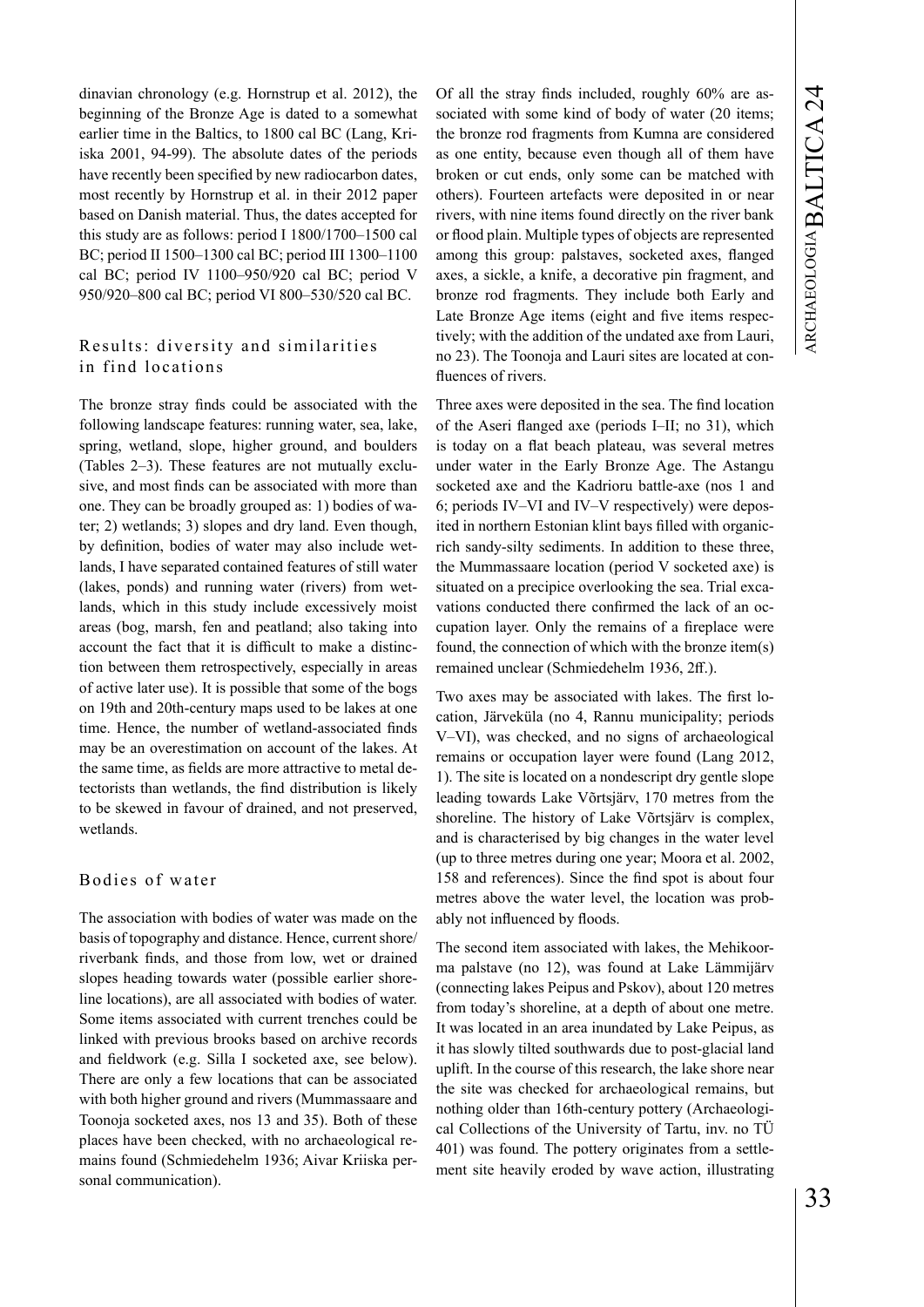dinavian chronology (e.g. Hornstrup et al. 2012), the beginning of the Bronze Age is dated to a somewhat earlier time in the Baltics, to 1800 cal BC (Lang, Kriiska 2001, 94-99). The absolute dates of the periods have recently been specified by new radiocarbon dates, most recently by Hornstrup et al. in their 2012 paper based on Danish material. Thus, the dates accepted for this study are as follows: period I 1800/1700–1500 cal BC; period II 1500–1300 cal BC; period III 1300–1100 cal BC; period IV 1100–950/920 cal BC; period V 950/920–800 cal BC; period VI 800–530/520 cal BC.

## Results: diversity and similarities in find locations

The bronze stray finds could be associated with the following landscape features: running water, sea, lake, spring, wetland, slope, higher ground, and boulders (Tables 2–3). These features are not mutually exclusive, and most finds can be associated with more than one. They can be broadly grouped as: 1) bodies of water; 2) wetlands; 3) slopes and dry land. Even though, by definition, bodies of water may also include wetlands, I have separated contained features of still water (lakes, ponds) and running water (rivers) from wetlands, which in this study include excessively moist areas (bog, marsh, fen and peatland; also taking into account the fact that it is difficult to make a distinction between them retrospectively, especially in areas of active later use). It is possible that some of the bogs on 19th and 20th-century maps used to be lakes at one time. Hence, the number of wetland-associated finds may be an overestimation on account of the lakes. At the same time, as fields are more attractive to metal detectorists than wetlands, the find distribution is likely to be skewed in favour of drained, and not preserved, wetlands.

### Bodies of water

The association with bodies of water was made on the basis of topography and distance. Hence, current shore/riverbank finds, and those from low, wet or drained slopes heading towards water (possible earlier shoreline locations), are all associated with bodies of water. Some items associated with current trenches could be linked with previous brooks based on archive records and fieldwork (e.g. Silla I socketed axe, see below). There are only a few locations that can be associated with both higher ground and rivers (Mummassaare and Toonoja socketed axes, nos 13 and 35). Both of these places have been checked, with no archaeological remains found (Schmiedehelm 1936; Aivar Kriiska personal communication).

Of all the stray finds included, roughly 60% are associated with some kind of body of water (20 items; the bronze rod fragments from Kumna are considered as one entity, because even though all of them have broken or cut ends, only some can be matched with others). Fourteen artefacts were deposited in or near rivers, with nine items found directly on the river bank or flood plain. Multiple types of objects are represented among this group: palstaves, socketed axes, flanged axes, a sickle, a knife, a decorative pin fragment, and bronze rod fragments. They include both Early and Late Bronze Age items (eight and five items respectively; with the addition of the undated axe from Lauri, no 23). The Toonoja and Lauri sites are located at confluences of rivers.

Three axes were deposited in the sea. The find location of the Aseri flanged axe (periods I–II; no 31), which is today on a flat beach plateau, was several metres under water in the Early Bronze Age. The Astangu socketed axe and the Kadrioru battle-axe (nos 1 and 6; periods IV–VI and IV–V respectively) were deposited in northern Estonian klint bays filled with organic-rich sandy-silty sediments. In addition to these three, the Mummassaare location (period V socketed axe) is situated on a precipice overlooking the sea. Trial excavations conducted there confirmed the lack of an occupation layer. Only the remains of a fireplace were found, the connection of which with the bronze item(s) remained unclear (Schmiedehelm 1936, 2ff.).

Two axes may be associated with lakes. The first location, Järveküla (no 4, Rannu municipality; periods V–VI), was checked, and no signs of archaeological remains or occupation layer were found (Lang 2012, 1). The site is located on a nondescript dry gentle slope leading towards Lake Võrtsjärv, 170 metres from the shoreline. The history of Lake Võrtsjärv is complex, and is characterised by big changes in the water level (up to three metres during one year; Moora et al. 2002, 158 and references). Since the find spot is about four metres above the water level, the location was probably not influenced by floods.

The second item associated with lakes, the Mehikoorma palstave (no 12), was found at Lake Lämmijärv (connecting lakes Peipus and Pskov), about 120 metres from today's shoreline, at a depth of about one metre. It was located in an area inundated by Lake Peipus, as it has slowly tilted southwards due to post-glacial land uplift. In the course of this research, the lake shore near the site was checked for archaeological remains, but nothing older than 16th-century pottery (Archaeological Collections of the University of Tartu, inv. no TÜ 401) was found. The pottery originates from a settlement site heavily eroded by wave action, illustrating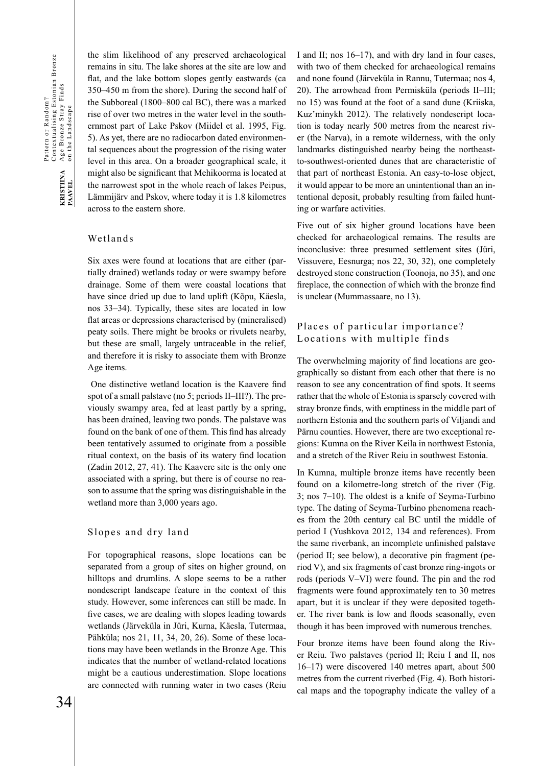the slim likelihood of any preserved archaeological remains in situ. The lake shores at the site are low and flat, and the lake bottom slopes gently eastwards (ca 350–450 m from the shore). During the second half of the Subboreal (1800–800 cal BC), there was a marked rise of over two metres in the water level in the southernmost part of Lake Pskov (Miidel et al. 1995, Fig. 5). As yet, there are no radiocarbon dated environmental sequences about the progression of the rising water level in this area. On a broader geographical scale, it might also be significant that Mehikoorma is located at the narrowest spot in the whole reach of lakes Peipus, Lämmijärv and Pskov, where today it is 1.8 kilometres across to the eastern shore.

## Wetlands

Six axes were found at locations that are either (partially drained) wetlands today or were swampy before drainage. Some of them were coastal locations that have since dried up due to land uplift (Kõpu, Käesla, nos 33–34). Typically, these sites are located in low flat areas or depressions characterised by (mineralised) peaty soils. There might be brooks or rivulets nearby, but these are small, largely untraceable in the relief, and therefore it is risky to associate them with Bronze Age items.

One distinctive wetland location is the Kaavere find spot of a small palstave (no 5; periods II–III?). The previously swampy area, fed at least partly by a spring, has been drained, leaving two ponds. The palstave was found on the bank of one of them. This find has already been tentatively assumed to originate from a possible ritual context, on the basis of its watery find location (Zadin 2012, 27, 41). The Kaavere site is the only one associated with a spring, but there is of course no reason to assume that the spring was distinguishable in the wetland more than 3,000 years ago.

## Slopes and dry land

For topographical reasons, slope locations can be separated from a group of sites on higher ground, on hilltops and drumlins. A slope seems to be a rather nondescript landscape feature in the context of this study. However, some inferences can still be made. In five cases, we are dealing with slopes leading towards wetlands (Järveküla in Jüri, Kurna, Käesla, Tutermaa, Pähküla; nos 21, 11, 34, 20, 26). Some of these locations may have been wetlands in the Bronze Age. This indicates that the number of wetland-related locations might be a cautious underestimation. Slope locations are connected with running water in two cases (Reiu I and II; nos 16–17), and with dry land in four cases, with two of them checked for archaeological remains and none found (Järveküla in Rannu, Tutermaa; nos 4, 20). The arrowhead from Permisküla (periods II–III; no 15) was found at the foot of a sand dune (Kriiska, Kuz'minykh 2012). The relatively nondescript location is today nearly 500 metres from the nearest river (the Narva), in a remote wilderness, with the only landmarks distinguished nearby being the northeast-to-southwest-oriented dunes that are characteristic of that part of northeast Estonia. An easy-to-lose object, it would appear to be more an unintentional than an intentional deposit, probably resulting from failed hunting or warfare activities.

Five out of six higher ground locations have been checked for archaeological remains. The results are inconclusive: three presumed settlement sites (Jüri, Vissuvere, Eesnurga; nos 22, 30, 32), one completely destroyed stone construction (Toonoja, no 35), and one fireplace, the connection of which with the bronze find is unclear (Mummassaare, no 13).

## Places of particular importance? Locations with multiple finds

The overwhelming majority of find locations are geographically so distant from each other that there is no reason to see any concentration of find spots. It seems rather that the whole of Estonia is sparsely covered with stray bronze finds, with emptiness in the middle part of northern Estonia and the southern parts of Viljandi and Pärnu counties. However, there are two exceptional regions: Kumna on the River Keila in northwest Estonia, and a stretch of the River Reiu in southwest Estonia.

In Kumna, multiple bronze items have recently been found on a kilometre-long stretch of the river (Fig. 3; nos 7–10). The oldest is a knife of Seyma-Turbino type. The dating of Seyma-Turbino phenomena reaches from the 20th century cal BC until the middle of period I (Yushkova 2012, 134 and references). From the same riverbank, an incomplete unfinished palstave (period II; see below), a decorative pin fragment (period V), and six fragments of cast bronze ring-ingots or rods (periods V–VI) were found. The pin and the rod fragments were found approximately ten to 30 metres apart, but it is unclear if they were deposited together. The river bank is low and floods seasonally, even though it has been improved with numerous trenches.

Four bronze items have been found along the River Reiu. Two palstaves (period II; Reiu I and II, nos 16–17) were discovered 140 metres apart, about 500 metres from the current riverbed (Fig. 4). Both historical maps and the topography indicate the valley of a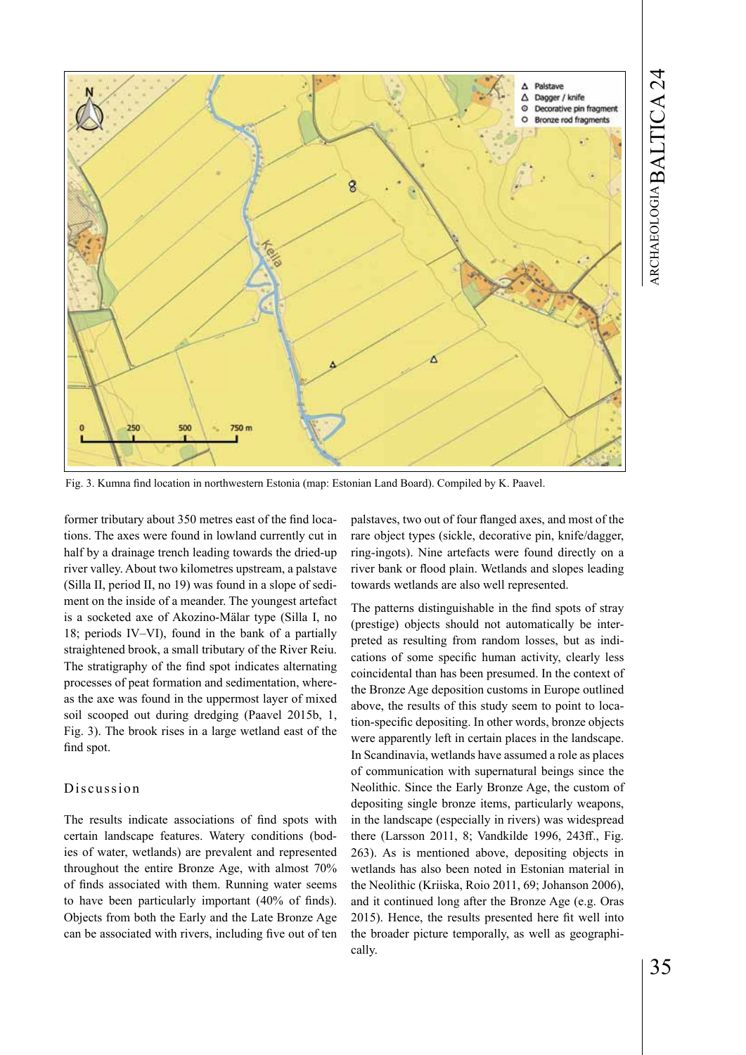Fig. 3. Kumna find location in northwestern Estonia (map: Estonian Land Board). Compiled by K. Paavel.

former tributary about 350 metres east of the find locations. The axes were found in lowland currently cut in half by a drainage trench leading towards the dried-up river valley. About two kilometres upstream, a palstave (Silla II, period II, no 19) was found in a slope of sediment on the inside of a meander. The youngest artefact is a socketed axe of Akozino-Mälar type (Silla I, no 18; periods IV–VI), found in the bank of a partially straightened brook, a small tributary of the River Reiu. The stratigraphy of the find spot indicates alternating processes of peat formation and sedimentation, whereas the axe was found in the uppermost layer of mixed soil scooped out during dredging (Paavel 2015b, 1, Fig. 3). The brook rises in a large wetland east of the find spot.

## Discussion

The results indicate associations of find spots with certain landscape features. Watery conditions (bodies of water, wetlands) are prevalent and represented throughout the entire Bronze Age, with almost 70% of finds associated with them. Running water seems to have been particularly important (40% of finds). Objects from both the Early and the Late Bronze Age can be associated with rivers, including five out of ten palstaves, two out of four flanged axes, and most of the rare object types (sickle, decorative pin, knife/dagger, ring-ingots). Nine artefacts were found directly on a river bank or flood plain. Wetlands and slopes leading towards wetlands are also well represented.

The patterns distinguishable in the find spots of stray (prestige) objects should not automatically be interpreted as resulting from random losses, but as indications of some specific human activity, clearly less coincidental than has been presumed. In the context of the Bronze Age deposition customs in Europe outlined above, the results of this study seem to point to location-specific depositing. In other words, bronze objects were apparently left in certain places in the landscape. In Scandinavia, wetlands have assumed a role as places of communication with supernatural beings since the Neolithic. Since the Early Bronze Age, the custom of depositing single bronze items, particularly weapons, in the landscape (especially in rivers) was widespread there (Larsson 2011, 8; Vandkilde 1996, 243ff., Fig. 263). As is mentioned above, depositing objects in wetlands has also been noted in Estonian material in the Neolithic (Kriiska, Roio 2011, 69; Johanson 2006), and it continued long after the Bronze Age (e.g. Oras 2015). Hence, the results presented here fit well into the broader picture temporally, as well as geographically.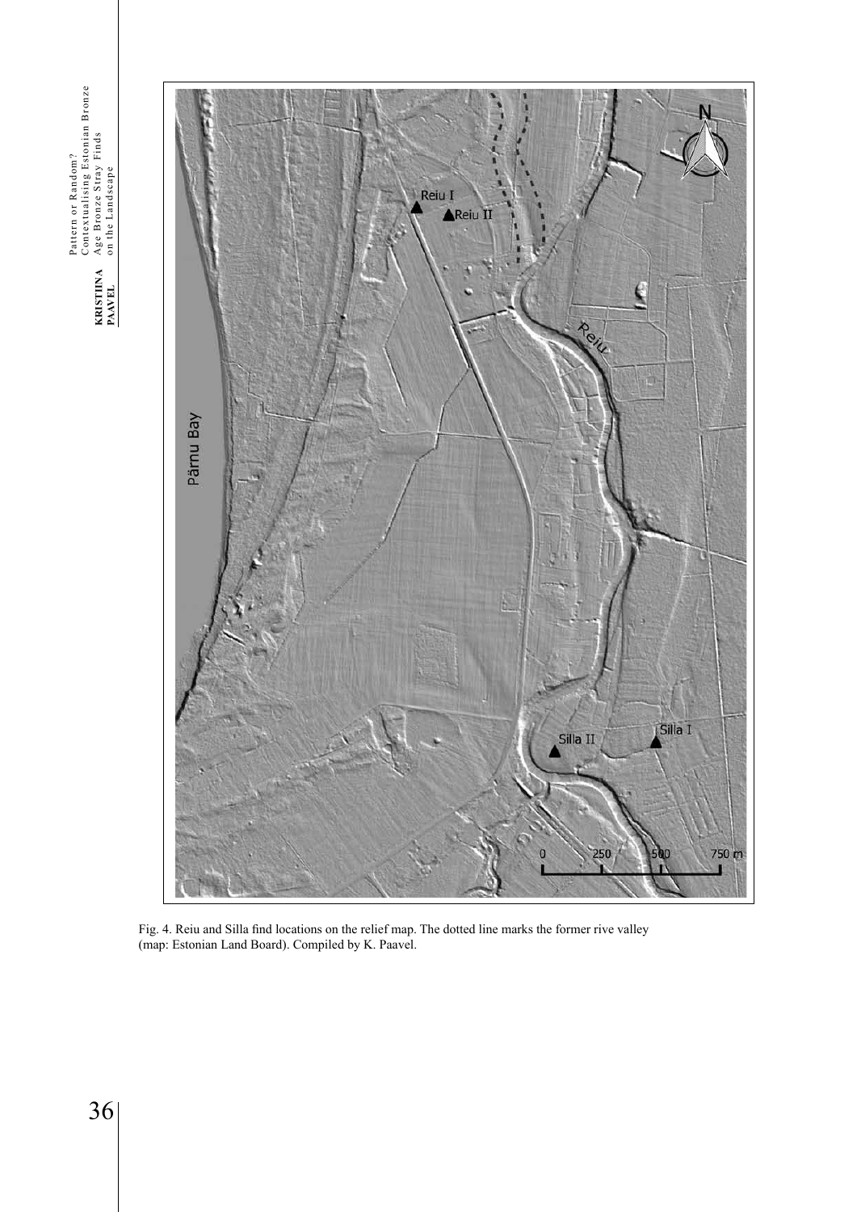Fig. 4. Reiu and Silla find locations on the relief map. The dotted line marks the former rive valley (map: Estonian Land Board). Compiled by K. Paavel.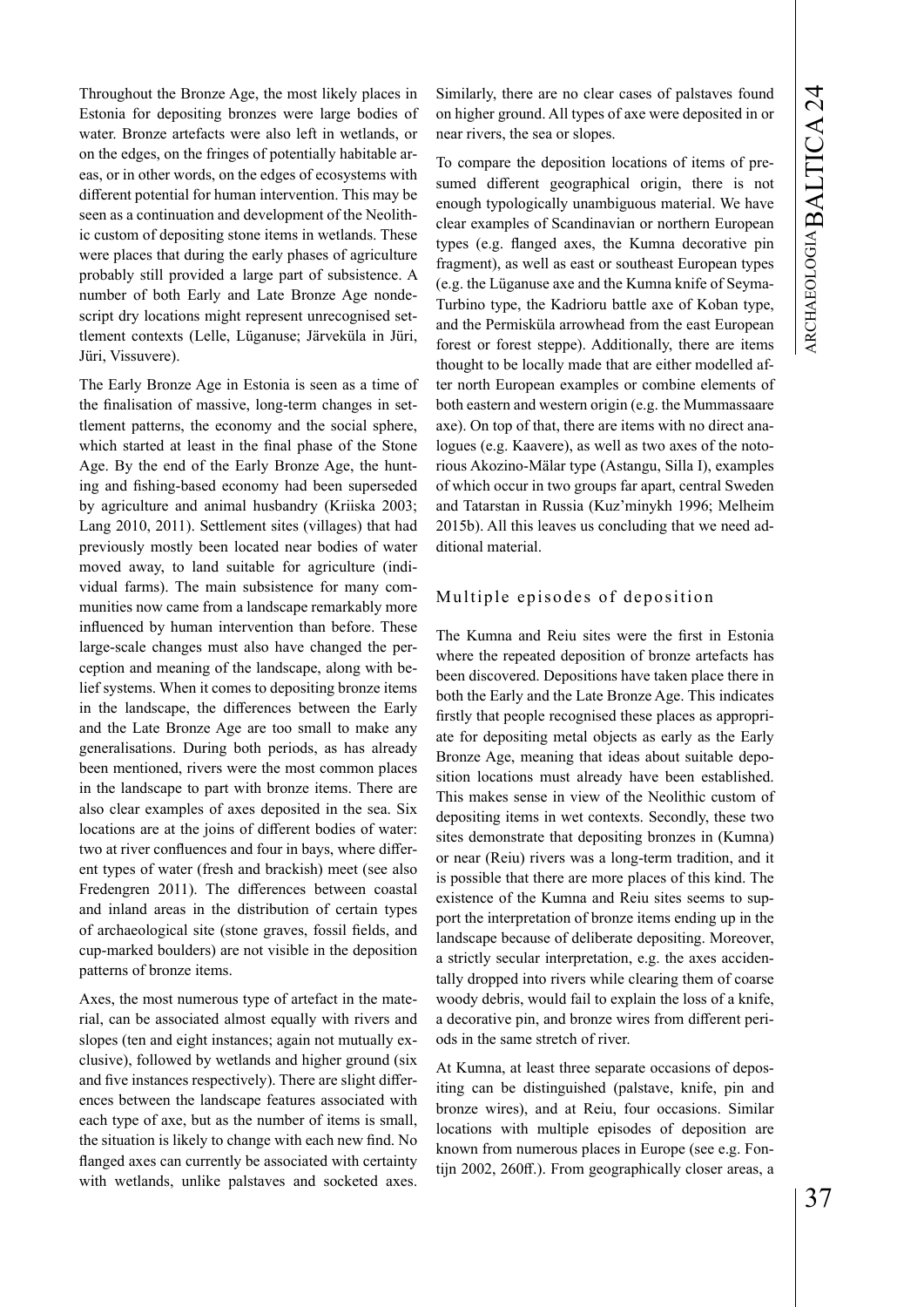Throughout the Bronze Age, the most likely places in Estonia for depositing bronzes were large bodies of water. Bronze artefacts were also left in wetlands, or on the edges, on the fringes of potentially habitable areas, or in other words, on the edges of ecosystems with different potential for human intervention. This may be seen as a continuation and development of the Neolithic custom of depositing stone items in wetlands. These were places that during the early phases of agriculture probably still provided a large part of subsistence. A number of both Early and Late Bronze Age nondescript dry locations might represent unrecognised settlement contexts (Lelle, Lüganuse; Järveküla in Jüri, Jüri, Vissuvere).

The Early Bronze Age in Estonia is seen as a time of the finalisation of massive, long-term changes in settlement patterns, the economy and the social sphere, which started at least in the final phase of the Stone Age. By the end of the Early Bronze Age, the hunting and fishing-based economy had been superseded by agriculture and animal husbandry (Kriiska 2003; Lang 2010, 2011). Settlement sites (villages) that had previously mostly been located near bodies of water moved away, to land suitable for agriculture (individual farms). The main subsistence for many communities now came from a landscape remarkably more influenced by human intervention than before. These large-scale changes must also have changed the perception and meaning of the landscape, along with belief systems. When it comes to depositing bronze items in the landscape, the differences between the Early and the Late Bronze Age are too small to make any generalisations. During both periods, as has already been mentioned, rivers were the most common places in the landscape to part with bronze items. There are also clear examples of axes deposited in the sea. Six locations are at the joins of different bodies of water: two at river confluences and four in bays, where different types of water (fresh and brackish) meet (see also Fredengren 2011). The differences between coastal and inland areas in the distribution of certain types of archaeological site (stone graves, fossil fields, and cup-marked boulders) are not visible in the deposition patterns of bronze items.

Axes, the most numerous type of artefact in the material, can be associated almost equally with rivers and slopes (ten and eight instances; again not mutually exclusive), followed by wetlands and higher ground (six and five instances respectively). There are slight differences between the landscape features associated with each type of axe, but as the number of items is small, the situation is likely to change with each new find. No flanged axes can currently be associated with certainty with wetlands, unlike palstaves and socketed axes. Similarly, there are no clear cases of palstaves found on higher ground. All types of axe were deposited in or near rivers, the sea or slopes.

To compare the deposition locations of items of presumed different geographical origin, there is not enough typologically unambiguous material. We have clear examples of Scandinavian or northern European types (e.g. flanged axes, the Kumna decorative pin fragment), as well as east or southeast European types (e.g. the Lüganuse axe and the Kumna knife of Seyma-Turbino type, the Kadrioru battle axe of Koban type, and the Permisküla arrowhead from the east European forest or forest steppe). Additionally, there are items thought to be locally made that are either modelled after north European examples or combine elements of both eastern and western origin (e.g. the Mummassaare axe). On top of that, there are items with no direct analogues (e.g. Kaavere), as well as two axes of the notorious Akozino-Mälar type (Astangu, Silla I), examples of which occur in two groups far apart, central Sweden and Tatarstan in Russia (Kuz'minykh 1996; Melheim 2015b). All this leaves us concluding that we need additional material.

## Multiple episodes of deposition

The Kumna and Reiu sites were the first in Estonia where the repeated deposition of bronze artefacts has been discovered. Depositions have taken place there in both the Early and the Late Bronze Age. This indicates firstly that people recognised these places as appropriate for depositing metal objects as early as the Early Bronze Age, meaning that ideas about suitable deposition locations must already have been established. This makes sense in view of the Neolithic custom of depositing items in wet contexts. Secondly, these two sites demonstrate that depositing bronzes in (Kumna) or near (Reiu) rivers was a long-term tradition, and it is possible that there are more places of this kind. The existence of the Kumna and Reiu sites seems to support the interpretation of bronze items ending up in the landscape because of deliberate depositing. Moreover, a strictly secular interpretation, e.g. the axes accidentally dropped into rivers while clearing them of coarse woody debris, would fail to explain the loss of a knife, a decorative pin, and bronze wires from different periods in the same stretch of river.

At Kumna, at least three separate occasions of depositing can be distinguished (palstave, knife, pin and bronze wires), and at Reiu, four occasions. Similar locations with multiple episodes of deposition are known from numerous places in Europe (see e.g. Fontijn 2002, 260ff.). From geographically closer areas, a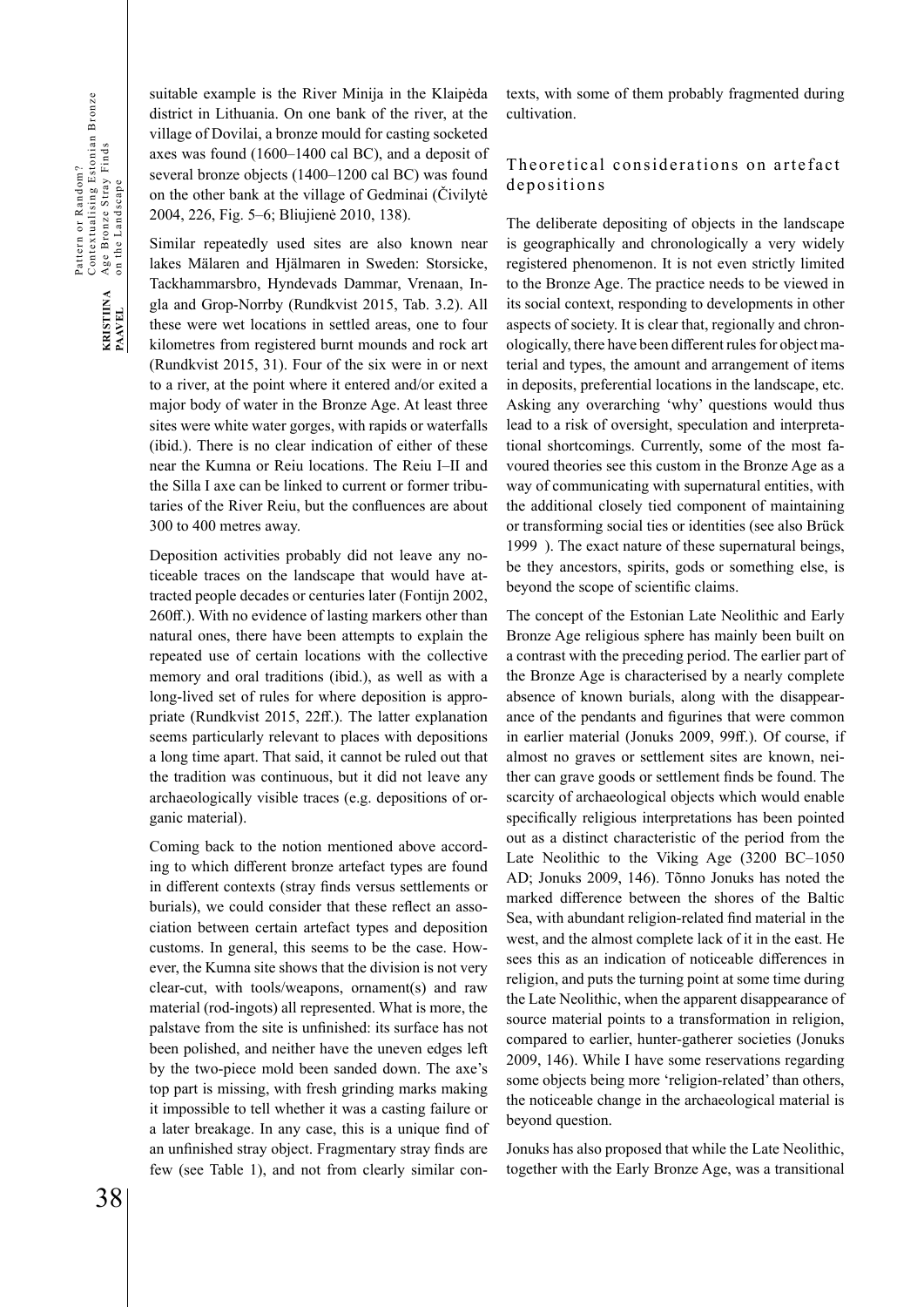suitable example is the River Minija in the Klaipėda district in Lithuania. On one bank of the river, at the village of Dovilai, a bronze mould for casting socketed axes was found (1600–1400 cal BC), and a deposit of several bronze objects (1400–1200 cal BC) was found on the other bank at the village of Gedminai (Čivilytė 2004, 226, Fig. 5–6; Bliujienė 2010, 138).

Similar repeatedly used sites are also known near lakes Mälaren and Hjälmaren in Sweden: Storsicke, Tackhammarsbro, Hyndevads Dammar, Vrenaan, Ingla and Grop-Norrby (Rundkvist 2015, Tab. 3.2). All these were wet locations in settled areas, one to four kilometres from registered burnt mounds and rock art (Rundkvist 2015, 31). Four of the six were in or next to a river, at the point where it entered and/or exited a major body of water in the Bronze Age. At least three sites were white water gorges, with rapids or waterfalls (ibid.). There is no clear indication of either of these near the Kumna or Reiu locations. The Reiu I–II and the Silla I axe can be linked to current or former tributaries of the River Reiu, but the confluences are about 300 to 400 metres away.

Deposition activities probably did not leave any noticeable traces on the landscape that would have attracted people decades or centuries later (Fontijn 2002, 260ff.). With no evidence of lasting markers other than natural ones, there have been attempts to explain the repeated use of certain locations with the collective memory and oral traditions (ibid.), as well as with a long-lived set of rules for where deposition is appropriate (Rundkvist 2015, 22ff.). The latter explanation seems particularly relevant to places with depositions a long time apart. That said, it cannot be ruled out that the tradition was continuous, but it did not leave any archaeologically visible traces (e.g. depositions of organic material).

Coming back to the notion mentioned above according to which different bronze artefact types are found in different contexts (stray finds versus settlements or burials), we could consider that these reflect an association between certain artefact types and deposition customs. In general, this seems to be the case. However, the Kumna site shows that the division is not very clear-cut, with tools/weapons, ornament(s) and raw material (rod-ingots) all represented. What is more, the palstave from the site is unfinished: its surface has not been polished, and neither have the uneven edges left by the two-piece mold been sanded down. The axe's top part is missing, with fresh grinding marks making it impossible to tell whether it was a casting failure or a later breakage. In any case, this is a unique find of an unfinished stray object. Fragmentary stray finds are few (see Table 1), and not from clearly similar contexts, with some of them probably fragmented during cultivation.

## Theoretical considerations on artefact depositions

The deliberate depositing of objects in the landscape is geographically and chronologically a very widely registered phenomenon. It is not even strictly limited to the Bronze Age. The practice needs to be viewed in its social context, responding to developments in other aspects of society. It is clear that, regionally and chronologically, there have been different rules for object material and types, the amount and arrangement of items in deposits, preferential locations in the landscape, etc. Asking any overarching 'why' questions would thus lead to a risk of oversight, speculation and interpretational shortcomings. Currently, some of the most favoured theories see this custom in the Bronze Age as a way of communicating with supernatural entities, with the additional closely tied component of maintaining or transforming social ties or identities (see also Brück 1999 ). The exact nature of these supernatural beings, be they ancestors, spirits, gods or something else, is beyond the scope of scientific claims.

The concept of the Estonian Late Neolithic and Early Bronze Age religious sphere has mainly been built on a contrast with the preceding period. The earlier part of the Bronze Age is characterised by a nearly complete absence of known burials, along with the disappearance of the pendants and figurines that were common in earlier material (Jonuks 2009, 99ff.). Of course, if almost no graves or settlement sites are known, neither can grave goods or settlement finds be found. The scarcity of archaeological objects which would enable specifically religious interpretations has been pointed out as a distinct characteristic of the period from the Late Neolithic to the Viking Age (3200 BC–1050 AD; Jonuks 2009, 146). Tõnno Jonuks has noted the marked difference between the shores of the Baltic Sea, with abundant religion-related find material in the west, and the almost complete lack of it in the east. He sees this as an indication of noticeable differences in religion, and puts the turning point at some time during the Late Neolithic, when the apparent disappearance of source material points to a transformation in religion, compared to earlier, hunter-gatherer societies (Jonuks 2009, 146). While I have some reservations regarding some objects being more 'religion-related' than others, the noticeable change in the archaeological material is beyond question.

Jonuks has also proposed that while the Late Neolithic, together with the Early Bronze Age, was a transitional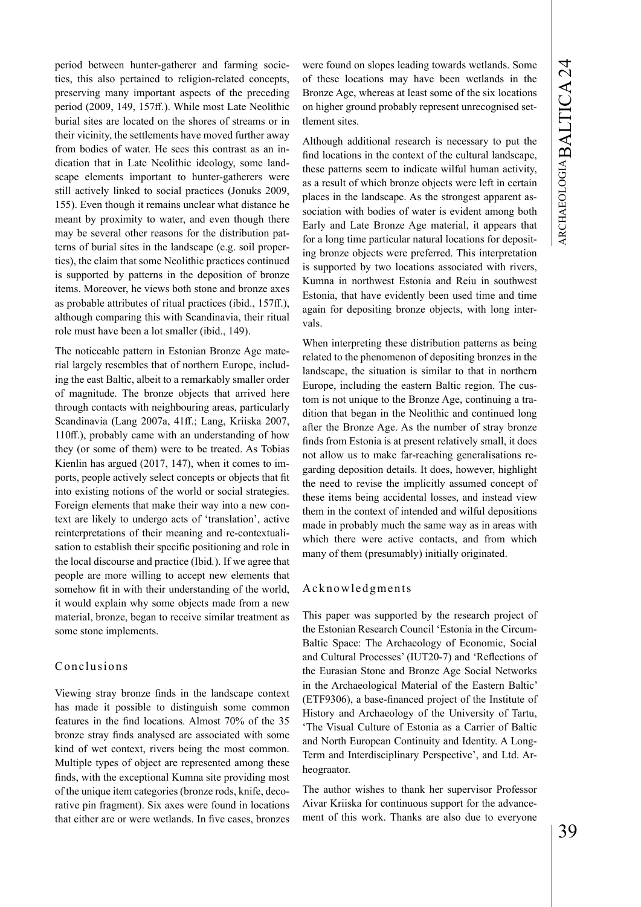period between hunter-gatherer and farming societies, this also pertained to religion-related concepts, preserving many important aspects of the preceding period (2009, 149, 157ff.). While most Late Neolithic burial sites are located on the shores of streams or in their vicinity, the settlements have moved further away from bodies of water. He sees this contrast as an indication that in Late Neolithic ideology, some landscape elements important to hunter-gatherers were still actively linked to social practices (Jonuks 2009, 155). Even though it remains unclear what distance he meant by proximity to water, and even though there may be several other reasons for the distribution patterns of burial sites in the landscape (e.g. soil properties), the claim that some Neolithic practices continued is supported by patterns in the deposition of bronze items. Moreover, he views both stone and bronze axes as probable attributes of ritual practices (ibid., 157ff.), although comparing this with Scandinavia, their ritual role must have been a lot smaller (ibid., 149).

The noticeable pattern in Estonian Bronze Age material largely resembles that of northern Europe, including the east Baltic, albeit to a remarkably smaller order of magnitude. The bronze objects that arrived here through contacts with neighbouring areas, particularly Scandinavia (Lang 2007a, 41ff.; Lang, Kriiska 2007, 110ff.), probably came with an understanding of how they (or some of them) were to be treated. As Tobias Kienlin has argued (2017, 147), when it comes to imports, people actively select concepts or objects that fit into existing notions of the world or social strategies. Foreign elements that make their way into a new context are likely to undergo acts of 'translation', active reinterpretations of their meaning and re-contextualisation to establish their specific positioning and role in the local discourse and practice (Ibid.). If we agree that people are more willing to accept new elements that somehow fit in with their understanding of the world, it would explain why some objects made from a new material, bronze, began to receive similar treatment as some stone implements.

## Conclusions

Viewing stray bronze finds in the landscape context has made it possible to distinguish some common features in the find locations. Almost 70% of the 35 bronze stray finds analysed are associated with some kind of wet context, rivers being the most common. Multiple types of object are represented among these finds, with the exceptional Kumna site providing most of the unique item categories (bronze rods, knife, decorative pin fragment). Six axes were found in locations that either are or were wetlands. In five cases, bronzes were found on slopes leading towards wetlands. Some of these locations may have been wetlands in the Bronze Age, whereas at least some of the six locations on higher ground probably represent unrecognised settlement sites.

Although additional research is necessary to put the find locations in the context of the cultural landscape, these patterns seem to indicate wilful human activity, as a result of which bronze objects were left in certain places in the landscape. As the strongest apparent association with bodies of water is evident among both Early and Late Bronze Age material, it appears that for a long time particular natural locations for depositing bronze objects were preferred. This interpretation is supported by two locations associated with rivers, Kumna in northwest Estonia and Reiu in southwest Estonia, that have evidently been used time and time again for depositing bronze objects, with long intervals.

When interpreting these distribution patterns as being related to the phenomenon of depositing bronzes in the landscape, the situation is similar to that in northern Europe, including the eastern Baltic region. The custom is not unique to the Bronze Age, continuing a tradition that began in the Neolithic and continued long after the Bronze Age. As the number of stray bronze finds from Estonia is at present relatively small, it does not allow us to make far-reaching generalisations regarding deposition details. It does, however, highlight the need to revise the implicitly assumed concept of these items being accidental losses, and instead view them in the context of intended and wilful depositions made in probably much the same way as in areas with which there were active contacts, and from which many of them (presumably) initially originated.

## Acknowledgments

This paper was supported by the research project of the Estonian Research Council 'Estonia in the Circum-Baltic Space: The Archaeology of Economic, Social and Cultural Processes' (IUT20-7) and 'Reflections of the Eurasian Stone and Bronze Age Social Networks in the Archaeological Material of the Eastern Baltic' (ETF9306), a base-financed project of the Institute of History and Archaeology of the University of Tartu, 'The Visual Culture of Estonia as a Carrier of Baltic and North European Continuity and Identity. A Long-Term and Interdisciplinary Perspective', and Ltd. Arheograator.

The author wishes to thank her supervisor Professor Aivar Kriiska for continuous support for the advancement of this work. Thanks are also due to everyone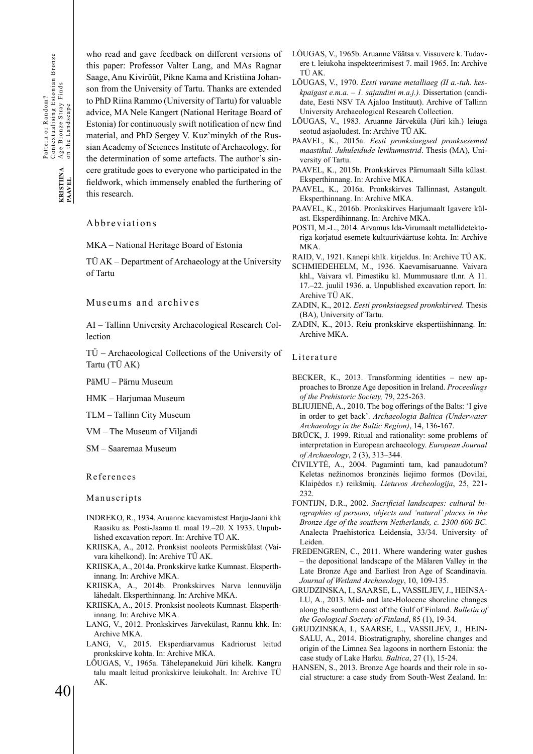who read and gave feedback on different versions of this paper: Professor Valter Lang, and MAs Ragnar Saage, Anu Kivirüüt, Pikne Kama and Kristiina Johanson from the University of Tartu. Thanks are extended to PhD Riina Rammo (University of Tartu) for valuable advice, MA Nele Kangert (National Heritage Board of Estonia) for continuously swift notification of new find material, and PhD Sergey V. Kuz'minykh of the Russian Academy of Sciences Institute of Archaeology, for the determination of some artefacts. The author's sincere gratitude goes to everyone who participated in the fieldwork, which immensely enabled the furthering of this research.

## Abbreviations

MKA – National Heritage Board of Estonia

TÜ AK – Department of Archaeology at the University of Tartu

## Museums and archives

AI – Tallinn University Archaeological Research Collection

TÜ – Archaeological Collections of the University of Tartu (TÜ AK)

PäMU – Pärnu Museum

HMK – Harjumaa Museum

TLM – Tallinn City Museum

VM – The Museum of Viljandi

SM – Saaremaa Museum

## References

### Manuscripts

INDREKO, R., 1934. Aruanne kaevamistest Harju-Jaani khk Raasiku as. Posti-Jaama tl. maal 19.–20. X 1933. Unpublished excavation report. In: Archive TÜ AK.

KRIISKA, A., 2012. Pronksist nooleots Permiskülast (Vaivara kihelkond). In: Archive TÜ AK.

KRIISKA, A., 2014a. Pronkskirve katke Kumnast. Eksperthinnang. In: Archive MKA.

KRIISKA, A., 2014b. Pronkskirves Narva lennuvälja lähedalt. Eksperthinnang. In: Archive MKA.

KRIISKA, A., 2015. Pronksist nooleots Kumnast. Eksperthinnang. In: Archive MKA.

LANG, V., 2012. Pronkskirves Järvekülast, Rannu khk. In: Archive MKA.

LANG, V., 2015. Eksperdiarvamus Kadriorust leitud pronkskirve kohta. In: Archive MKA.

LÕUGAS, V., 1965a. Tähelepanekuid Jüri kihelk. Kangru talu maalt leitud pronkskirve leiukohalt. In: Archive TÜ AK.

LÕUGAS, V., 1965b. Aruanne Väätsa v. Vissuvere k. Tudavere t. leiukoha inspekteerimisest 7. mail 1965. In: Archive TÜ AK.

LÕUGAS, V., 1970. *Eesti varane metalliaeg (II a.-tuh. keskpaigast e.m.a. – 1. sajandini m.a.j.).* Dissertation (candidate, Eesti NSV TA Ajaloo Instituut). Archive of Tallinn University Archaeological Research Collection.

LÕUGAS, V., 1983. Aruanne Järveküla (Jüri kih.) leiuga seotud asjaoludest. In: Archive TÜ AK.

PAAVEL, K., 2015a. *Eesti pronksiaegsed pronksesemed maastikul. Juhuleidude levikumustrid*. Thesis (MA), University of Tartu.

PAAVEL, K., 2015b. Pronkskirves Pärnumaalt Silla külast. Eksperthinnang. In: Archive MKA.

PAAVEL, K., 2016a. Pronkskirves Tallinnast, Astangult. Eksperthinnang. In: Archive MKA.

PAAVEL, K., 2016b. Pronkskirves Harjumaalt Igavere külast. Eksperdihinnang. In: Archive MKA.

POSTI, M.-L., 2014. Arvamus Ida-Virumaalt metallidetektoriga korjatud esemete kultuuriväärtuse kohta. In: Archive MKA.

RAID, V., 1921. Kanepi khlk. kirjeldus. In: Archive TÜ AK.

SCHMIEDEHELM, M., 1936. Kaevamisaruanne. Vaivara khl., Vaivara vl. Pimestiku kl. Mummusaare tl.nr. A 11. 17.–22. juulil 1936. a. Unpublished excavation report. In: Archive TÜ AK.

ZADIN, K., 2012. *Eesti pronksiaegsed pronkskirved.* Thesis (BA), University of Tartu.

ZADIN, K., 2013. Reiu pronkskirve ekspertiishinnang. In: Archive MKA.

### Literature

BECKER, K., 2013. Transforming identities – new approaches to Bronze Age deposition in Ireland. *Proceedings of the Prehistoric Society,* 79, 225-263.

BLIUJIENĖ, A., 2010. The bog offerings of the Balts: 'I give in order to get back'. *Archaeologia Baltica (Underwater Archaeology in the Baltic Region)*, 14, 136-167.

BRÜCK, J. 1999. Ritual and rationality: some problems of interpretation in European archaeology. *European Journal of Archaeology*, 2 (3), 313–344.

ČIVILYTĖ, A., 2004. Pagaminti tam, kad panaudotum? Keletas nežinomos bronzinės liejimo formos (Dovilai, Klaipėdos r.) reikšmių. *Lietuvos Archeologija*, 25, 221-232.

FONTIJN, D.R., 2002. *Sacrificial landscapes: cultural biographies of persons, objects and 'natural' places in the Bronze Age of the southern Netherlands, c. 2300-600 BC*. Analecta Praehistorica Leidensia, 33/34. University of Leiden.

FREDENGREN, C., 2011. Where wandering water gushes – the depositional landscape of the Mälaren Valley in the Late Bronze Age and Earliest Iron Age of Scandinavia. *Journal of Wetland Archaeology*, 10, 109-135.

GRUDZINSKA, I., SAARSE, L., VASSILJEV, J., HEINSALU, A., 2013. Mid- and late-Holocene shoreline changes along the southern coast of the Gulf of Finland. *Bulletin of the Geological Society of Finland*, 85 (1), 19-34.

GRUDZINSKA, I., SAARSE, L., VASSILJEV, J., HEINSALU, A., 2014. Biostratigraphy, shoreline changes and origin of the Limnea Sea lagoons in northern Estonia: the case study of Lake Harku. *Baltica*, 27 (1), 15-24.

HANSEN, S., 2013. Bronze Age hoards and their role in social structure: a case study from South-West Zealand. In: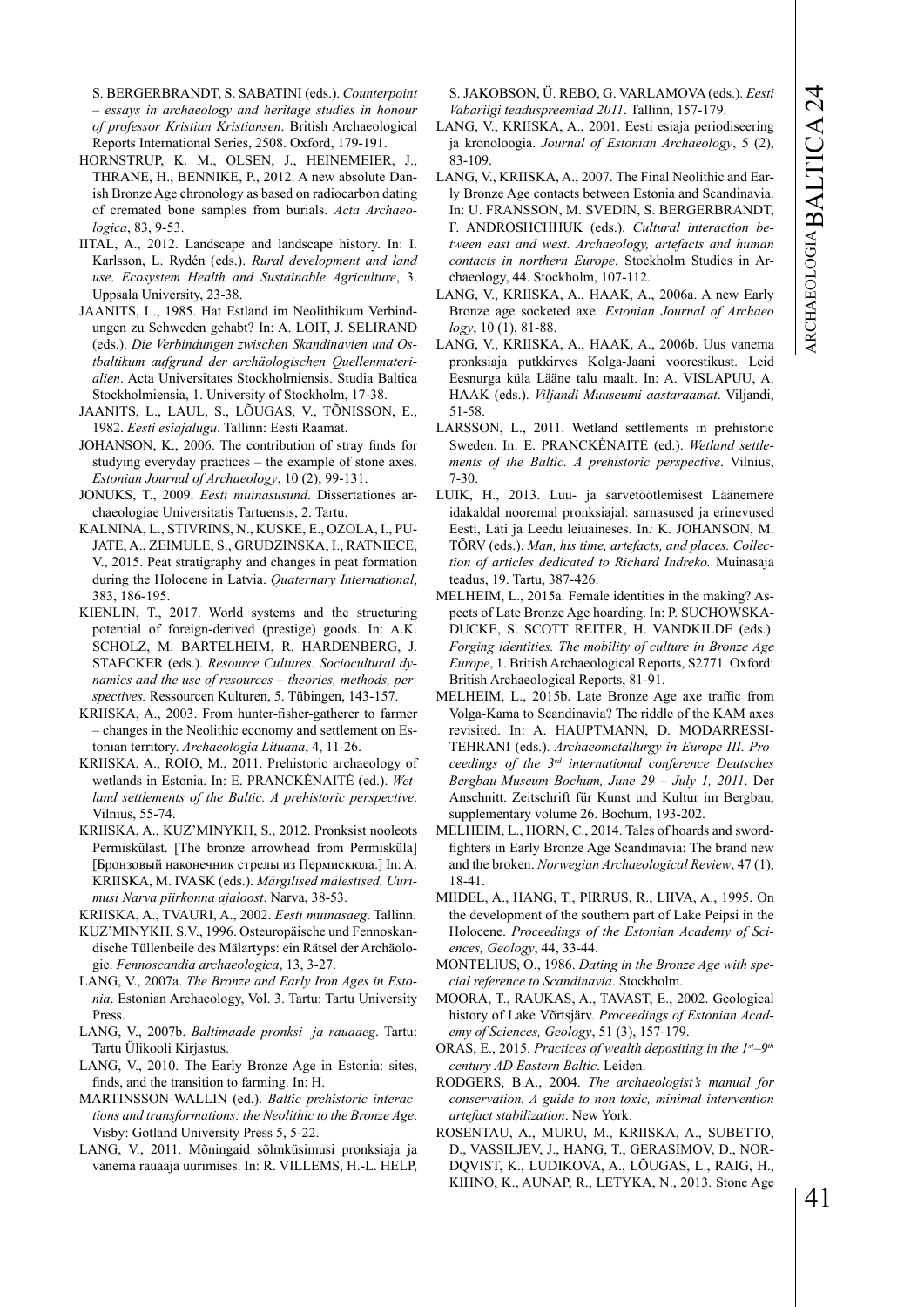S. BERGERBRANDT, S. SABATINI (eds.). *Counterpoint – essays in archaeology and heritage studies in honour of professor Kristian Kristiansen*. British Archaeological Reports International Series, 2508. Oxford, 179-191.

HORNSTRUP, K. M., OLSEN, J., HEINEMEIER, J., THRANE, H., BENNIKE, P., 2012. A new absolute Danish Bronze Age chronology as based on radiocarbon dating of cremated bone samples from burials. *Acta Archaeologica*, 83, 9-53.

IITAL, A., 2012. Landscape and landscape history. In: I. Karlsson, L. Rydén (eds.). *Rural development and land use*. *Ecosystem Health and Sustainable Agriculture*, 3. Uppsala University, 23-38.

JAANITS, L., 1985. Hat Estland im Neolithikum Verbindungen zu Schweden gehabt? In: A. LOIT, J. SELIRAND (eds.). *Die Verbindungen zwischen Skandinavien und Ostbaltikum aufgrund der archäologischen Quellenmaterialien*. Acta Universitates Stockholmiensis. Studia Baltica Stockholmiensia, 1. University of Stockholm, 17-38.

JAANITS, L., LAUL, S., LÕUGAS, V., TÕNISSON, E., 1982. *Eesti esiajalugu*. Tallinn: Eesti Raamat.

JOHANSON, K., 2006. The contribution of stray finds for studying everyday practices – the example of stone axes. *Estonian Journal of Archaeology*, 10 (2), 99-131.

JONUKS, T., 2009. *Eesti muinasusund*. Dissertationes archaeologiae Universitatis Tartuensis, 2. Tartu.

KALNINA, L., STIVRINS, N., KUSKE, E., OZOLA, I., PUJATE, A., ZEIMULE, S., GRUDZINSKA, I., RATNIECE, V., 2015. Peat stratigraphy and changes in peat formation during the Holocene in Latvia. *Quaternary International*, 383, 186-195.

KIENLIN, T., 2017. World systems and the structuring potential of foreign-derived (prestige) goods. In: A.K. SCHOLZ, M. BARTELHEIM, R. HARDENBERG, J. STAECKER (eds.). *Resource Cultures. Sociocultural dynamics and the use of resources – theories, methods, perspectives.* Ressourcen Kulturen, 5. Tübingen, 143-157.

KRIISKA, A., 2003. From hunter-fisher-gatherer to farmer – changes in the Neolithic economy and settlement on Estonian territory. *Archaeologia Lituana*, 4, 11-26.

KRIISKA, A., ROIO, M., 2011. Prehistoric archaeology of wetlands in Estonia. In: E. PRANCKĖNAITĖ (ed.). *Wetland settlements of the Baltic. A prehistoric perspective*. Vilnius, 55-74.

KRIISKA, A., KUZ'MINYKH, S., 2012. Pronksist nooleots Permiskülast. [The bronze arrowhead from Permisküla] [Бронзовый наконечник стрелы из Пермискюла.] In: A. KRIISKA, M. IVASK (eds.). *Märgilised mälestised. Uurimusi Narva piirkonna ajaloost*. Narva, 38-53.

KRIISKA, A., TVAURI, A., 2002. *Eesti muinasaeg*. Tallinn.

KUZ'MINYKH, S.V., 1996. Osteuropäische und Fennoskandische Tüllenbeile des Mälartyps: ein Rätsel der Archäologie. *Fennoscandia archaeologica*, 13, 3-27.

LANG, V., 2007a. *The Bronze and Early Iron Ages in Estonia*. Estonian Archaeology, Vol. 3. Tartu: Tartu University Press.

LANG, V., 2007b. *Baltimaade pronksi- ja rauaaeg*. Tartu: Tartu Ülikooli Kirjastus.

LANG, V., 2010. The Early Bronze Age in Estonia: sites, finds, and the transition to farming. In: H. MARTINSSON-WALLIN (ed.). *Baltic prehistoric interactions and transformations: the Neolithic to the Bronze Age*. Visby: Gotland University Press 5, 5-22.

LANG, V., 2011. Mõningaid sõlmküsimusi pronksiaja ja vanema rauaaja uurimises. In: R. VILLEMS, H.-L. HELP, S. JAKOBSON, Ü. REBO, G. VARLAMOVA (eds.). *Eesti Vabariigi teaduspreemiad 2011*. Tallinn, 157-179.

LANG, V., KRIISKA, A., 2001. Eesti esiaja periodiseering ja kronoloogia. *Journal of Estonian Archaeology*, 5 (2), 83-109.

LANG, V., KRIISKA, A., 2007. The Final Neolithic and Early Bronze Age contacts between Estonia and Scandinavia. In: U. FRANSSON, M. SVEDIN, S. BERGERBRANDT, F. ANDROSHCHHUK (eds.). *Cultural interaction between east and west. Archaeology, artefacts and human contacts in northern Europe*. Stockholm Studies in Archaeology, 44. Stockholm, 107-112.

LANG, V., KRIISKA, A., HAAK, A., 2006a. A new Early Bronze age socketed axe. *Estonian Journal of Archaeology*, 10 (1), 81-88.

LANG, V., KRIISKA, A., HAAK, A., 2006b. Uus vanema pronksiaja putkkirves Kolga-Jaani vooristikust. Leid Eesnurga küla Lääne talu maalt. In: A. VISLAPUU, A. HAAK (eds.). *Viljandi Muuseumi aastaraamat*. Viljandi, 51-58.

LARSSON, L., 2011. Wetland settlements in prehistoric Sweden. In: E. PRANCKĖNAITĖ (ed.). *Wetland settlements of the Baltic. A prehistoric perspective*. Vilnius, 7-30.

LUIK, H., 2013. Luu- ja sarvetöötlemisest Läänemere idakaldal nooremal pronksiajal: sarnasused ja erinevused Eesti, Läti ja Leedu leiuaineses. In: K. JOHANSON, M. TÕRV (eds.). *Man, his time, artefacts, and places. Collection of articles dedicated to Richard Indreko.* Muinasaja teadus, 19. Tartu, 387-426.

MELHEIM, L., 2015a. Female identities in the making? Aspects of Late Bronze Age hoarding. In: P. SUCHOWSKA-DUCKE, S. SCOTT REITER, H. VANDKILDE (eds.). *Forging identities. The mobility of culture in Bronze Age Europe*, 1. British Archaeological Reports, S2771. Oxford: British Archaeological Reports, 81-91.

MELHEIM, L., 2015b. Late Bronze Age axe traffic from Volga-Kama to Scandinavia? The riddle of the KAM axes revisited. In: A. HAUPTMANN, D. MODARRESSI-TEHRANI (eds.). *Archaeometallurgy in Europe III. Proceedings of the 3rd international conference Deutsches Bergbau-Museum Bochum, June 29 – July 1, 2011*. Der Anschnitt. Zeitschrift für Kunst und Kultur im Bergbau, supplementary volume 26. Bochum, 193-202.

MELHEIM, L., HORN, C., 2014. Tales of hoards and swordfighters in Early Bronze Age Scandinavia: The brand new and the broken. *Norwegian Archaeological Review*, 47 (1), 18-41.

MIIDEL, A., HANG, T., PIRRUS, R., LIIVA, A., 1995. On the development of the southern part of Lake Peipsi in the Holocene. *Proceedings of the Estonian Academy of Sciences, Geology*, 44, 33-44.

MONTELIUS, O., 1986. *Dating in the Bronze Age with special reference to Scandinavia*. Stockholm.

MOORA, T., RAUKAS, A., TAVAST, E., 2002. Geological history of Lake Võrtsjärv. *Proceedings of Estonian Academy of Sciences, Geology*, 51 (3), 157-179.

ORAS, E., 2015. *Practices of wealth depositing in the 1st–9th century AD Eastern Baltic*. Leiden.

RODGERS, B.A., 2004. *The archaeologist's manual for conservation. A guide to non-toxic, minimal intervention artefact stabilization*. New York.

ROSENTAU, A., MURU, M., KRIISKA, A., SUBETTO, D., VASSILJEV, J., HANG, T., GERASIMOV, D., NORDQVIST, K., LUDIKOVA, A., LÕUGAS, L., RAIG, H., KIHNO, K., AUNAP, R., LETYKA, N., 2013. Stone Age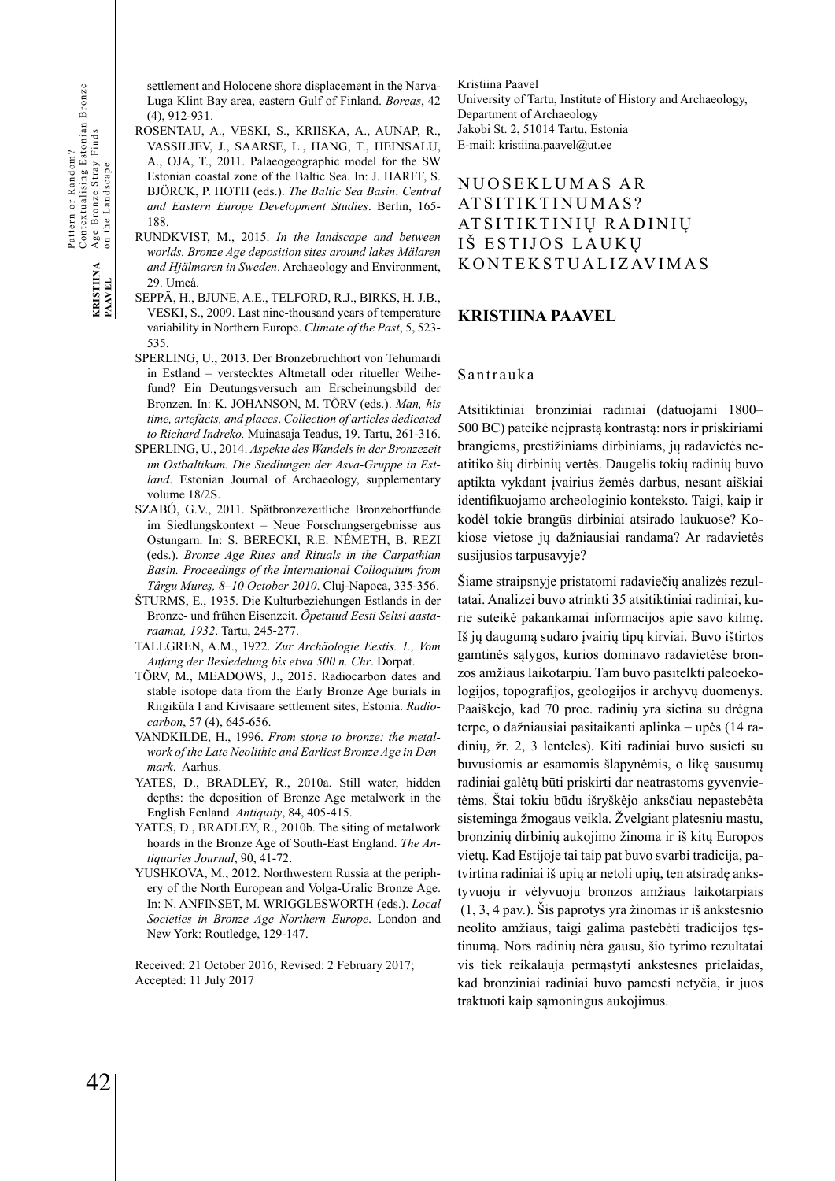settlement and Holocene shore displacement in the Narva-Luga Klint Bay area, eastern Gulf of Finland. *Boreas*, 42 (4), 912-931.

ROSENTAU, A., VESKI, S., KRIISKA, A., AUNAP, R., VASSILJEV, J., SAARSE, L., HANG, T., HEINSALU, A., OJA, T., 2011. Palaeogeographic model for the SW Estonian coastal zone of the Baltic Sea. In: J. HARFF, S. BJÖRCK, P. HOTH (eds.). *The Baltic Sea Basin*. *Central and Eastern Europe Development Studies*. Berlin, 165-188.

RUNDKVIST, M., 2015. *In the landscape and between worlds. Bronze Age deposition sites around lakes Mälaren and Hjälmaren in Sweden*. Archaeology and Environment, 29. Umeå.

SEPPÄ, H., BJUNE, A.E., TELFORD, R.J., BIRKS, H. J.B., VESKI, S., 2009. Last nine-thousand years of temperature variability in Northern Europe. *Climate of the Past*, 5, 523-535.

SPERLING, U., 2013. Der Bronzebruchhort von Tehumardi in Estland – verstecktes Altmetall oder ritueller Weihefund? Ein Deutungsversuch am Erscheinungsbild der Bronzen. In: K. JOHANSON, M. TÕRV (eds.). *Man, his time, artefacts, and places*. *Collection of articles dedicated to Richard Indreko.* Muinasaja Teadus, 19. Tartu, 261-316.

SPERLING, U., 2014. *Aspekte des Wandels in der Bronzezeit im Ostbaltikum. Die Siedlungen der Asva-Gruppe in Estland*. Estonian Journal of Archaeology, supplementary volume 18/2S.

SZABÓ, G.V., 2011. Spätbronzezeitliche Bronzehortfunde im Siedlungskontext – Neue Forschungsergebnisse aus Ostungarn. In: S. BERECKI, R.E. NÉMETH, B. REZI (eds.). *Bronze Age Rites and Rituals in the Carpathian Basin. Proceedings of the International Colloquium from Târgu Mureş, 8–10 October 2010*. Cluj-Napoca, 335-356.

ŠTURMS, E., 1935. Die Kulturbeziehungen Estlands in der Bronze- und frühen Eisenzeit. *Õpetatud Eesti Seltsi aastaraamat, 1932*. Tartu, 245-277.

TALLGREN, A.M., 1922. *Zur Archäologie Eestis. 1., Vom Anfang der Besiedelung bis etwa 500 n. Chr*. Dorpat.

TÕRV, M., MEADOWS, J., 2015. Radiocarbon dates and stable isotope data from the Early Bronze Age burials in Riigiküla I and Kivisaare settlement sites, Estonia. *Radiocarbon*, 57 (4), 645-656.

VANDKILDE, H., 1996. *From stone to bronze: the metalwork of the Late Neolithic and Earliest Bronze Age in Denmark*. Aarhus.

YATES, D., BRADLEY, R., 2010a. Still water, hidden depths: the deposition of Bronze Age metalwork in the English Fenland. *Antiquity*, 84, 405-415.

YATES, D., BRADLEY, R., 2010b. The siting of metalwork hoards in the Bronze Age of South-East England. *The Antiquaries Journal*, 90, 41-72.

YUSHKOVA, M., 2012. Northwestern Russia at the periphery of the North European and Volga-Uralic Bronze Age. In: N. ANFINSET, M. WRIGGLESWORTH (eds.). *Local Societies in Bronze Age Northern Europe*. London and New York: Routledge, 129-147.

Received: 21 October 2016; Revised: 2 February 2017; Accepted: 11 July 2017

Kristiina Paavel
University of Tartu, Institute of History and Archaeology, Department of Archaeology
Jakobi St. 2, 51014 Tartu, Estonia
E-mail: kristiina.paavel@ut.ee

# NUOSEKLUMAS AR ATSITIKTINUMAS? ATSITIKTINIŲ RADINIŲ IŠ ESTIJOS LAUKŲ KONTEKSTUALIZAVIMAS

## KRISTIINA PAAVEL

### Santrauka

Atsitiktiniai bronziniai radiniai (datuojami 1800–500 BC) pateikė neįprastą kontrastą: nors ir priskiriami brangiems, prestižiniams dirbiniams, jų radavietės neatitiko šių dirbinių vertės. Daugelis tokių radinių buvo aptikta vykdant įvairius žemės darbus, nesant aiškiai identifikuojamo archeologinio konteksto. Taigi, kaip ir kodėl tokie brangūs dirbiniai atsirado laukuose? Kokiose vietose jų dažniausiai randama? Ar radavietės susijusios tarpusavyje?

Šiame straipsnyje pristatomi radaviečių analizės rezultatai. Analizei buvo atrinkti 35 atsitiktiniai radiniai, kurie suteikė pakankamai informacijos apie savo kilmę. Iš jų daugumą sudaro įvairių tipų kirviai. Buvo ištirtos gamtinės sąlygos, kurios dominavo radavietėse bronzos amžiaus laikotarpiu. Tam buvo pasitelkti paleoekologijos, topografijos, geologijos ir archyvų duomenys. Paaiškėjo, kad 70 proc. radinių yra sietina su drėgna terpe, o dažniausiai pasitaikanti aplinka – upės (14 radinių, žr. 2, 3 lenteles). Kiti radiniai buvo susieti su buvusiomis ar esamomis šlapynėmis, o likę sausumų radiniai galėtų būti priskirti dar neatrastoms gyvenvietėms. Štai tokiu būdu išryškėjo anksčiau nepastebėta sisteminga žmogaus veikla. Žvelgiant platesniu mastu, bronzinių dirbinių aukojimo žinoma ir iš kitų Europos vietų. Kad Estijoje tai taip pat buvo svarbi tradicija, patvirtina radiniai iš upių ar netoli upių, ten atsiradę ankstyvuoju ir vėlyvuoju bronzos amžiaus laikotarpiais (1, 3, 4 pav.). Šis paprotys yra žinomas ir iš ankstesnio neolito amžiaus, taigi galima pastebėti tradicijos tęstinumą. Nors radinių nėra gausu, šio tyrimo rezultatai vis tiek reikalauja permąstyti ankstesnes prielaidas, kad bronziniai radiniai buvo pamesti netyčia, ir juos traktuoti kaip sąmoningus aukojimus.